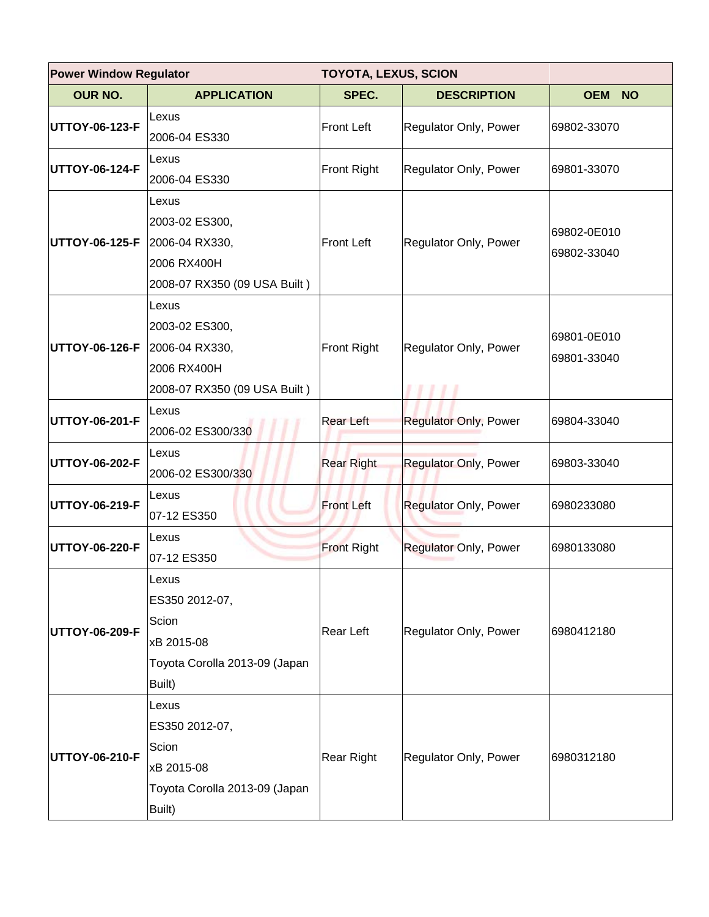| Power Window Regulator | | TOYOTA, LEXUS, SCION | | |
|---|---|---|---|---|
| **OUR NO.** | **APPLICATION** | **SPEC.** | **DESCRIPTION** | **OEM NO** |
| **UTTOY-06-123-F** | Lexus<br>2006-04 ES330 | Front Left | Regulator Only, Power | 69802-33070 |
| **UTTOY-06-124-F** | Lexus<br>2006-04 ES330 | Front Right | Regulator Only, Power | 69801-33070 |
| **UTTOY-06-125-F** | Lexus<br>2003-02 ES300,<br>2006-04 RX330,<br>2006 RX400H<br>2008-07 RX350 (09 USA Built ) | Front Left | Regulator Only, Power | 69802-0E010<br>69802-33040 |
| **UTTOY-06-126-F** | Lexus<br>2003-02 ES300,<br>2006-04 RX330,<br>2006 RX400H<br>2008-07 RX350 (09 USA Built ) | Front Right | Regulator Only, Power | 69801-0E010<br>69801-33040 |
| **UTTOY-06-201-F** | Lexus<br>2006-02 ES300/330 | Rear Left | Regulator Only, Power | 69804-33040 |
| **UTTOY-06-202-F** | Lexus<br>2006-02 ES300/330 | Rear Right | Regulator Only, Power | 69803-33040 |
| **UTTOY-06-219-F** | Lexus<br>07-12 ES350 | Front Left | Regulator Only, Power | 6980233080 |
| **UTTOY-06-220-F** | Lexus<br>07-12 ES350 | Front Right | Regulator Only, Power | 6980133080 |
| **UTTOY-06-209-F** | Lexus<br>ES350 2012-07,<br>Scion<br>xB 2015-08<br>Toyota Corolla 2013-09 (Japan Built) | Rear Left | Regulator Only, Power | 6980412180 |
| **UTTOY-06-210-F** | Lexus<br>ES350 2012-07,<br>Scion<br>xB 2015-08<br>Toyota Corolla 2013-09 (Japan Built) | Rear Right | Regulator Only, Power | 6980312180 |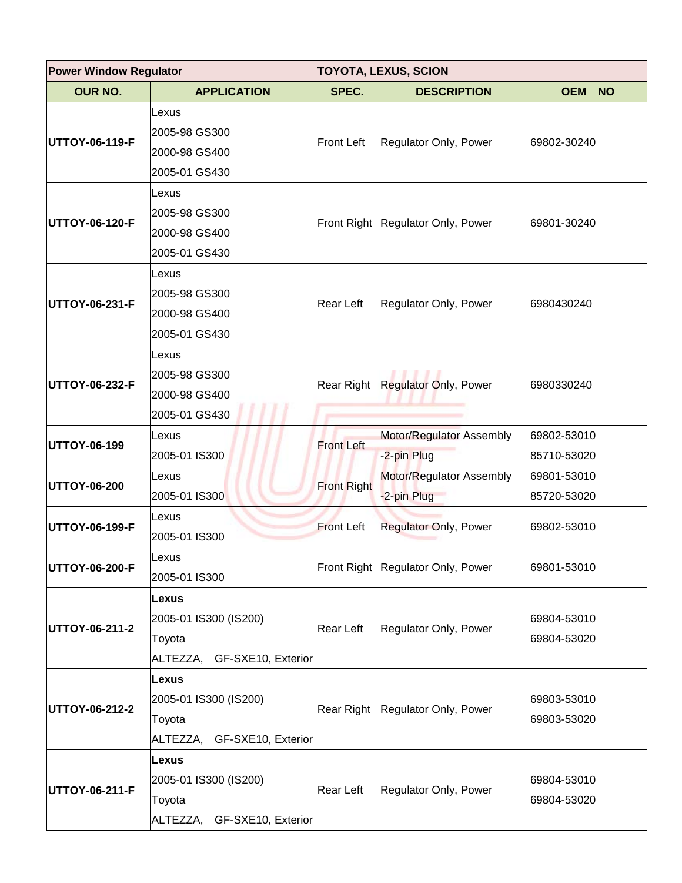| Power Window Regulator | TOYOTA, LEXUS, SCION | | | |
|---|---|---|---|---|
| **OUR NO.** | **APPLICATION** | **SPEC.** | **DESCRIPTION** | **OEM NO** |
| **UTTOY-06-119-F** | Lexus<br>2005-98 GS300<br>2000-98 GS400<br>2005-01 GS430 | Front Left | Regulator Only, Power | 69802-30240 |
| **UTTOY-06-120-F** | Lexus<br>2005-98 GS300<br>2000-98 GS400<br>2005-01 GS430 | Front Right | Regulator Only, Power | 69801-30240 |
| **UTTOY-06-231-F** | Lexus<br>2005-98 GS300<br>2000-98 GS400<br>2005-01 GS430 | Rear Left | Regulator Only, Power | 6980430240 |
| **UTTOY-06-232-F** | Lexus<br>2005-98 GS300<br>2000-98 GS400<br>2005-01 GS430 | Rear Right | Regulator Only, Power | 6980330240 |
| **UTTOY-06-199** | Lexus<br>2005-01 IS300 | Front Left | Motor/Regulator Assembly<br>-2-pin Plug | 69802-53010<br>85710-53020 |
| **UTTOY-06-200** | Lexus<br>2005-01 IS300 | Front Right | Motor/Regulator Assembly<br>-2-pin Plug | 69801-53010<br>85720-53020 |
| **UTTOY-06-199-F** | Lexus<br>2005-01 IS300 | Front Left | Regulator Only, Power | 69802-53010 |
| **UTTOY-06-200-F** | Lexus<br>2005-01 IS300 | Front Right | Regulator Only, Power | 69801-53010 |
| **UTTOY-06-211-2** | **Lexus**<br>2005-01 IS300 (IS200)<br>Toyota<br>ALTEZZA, GF-SXE10, Exterior | Rear Left | Regulator Only, Power | 69804-53010<br>69804-53020 |
| **UTTOY-06-212-2** | **Lexus**<br>2005-01 IS300 (IS200)<br>Toyota<br>ALTEZZA, GF-SXE10, Exterior | Rear Right | Regulator Only, Power | 69803-53010<br>69803-53020 |
| **UTTOY-06-211-F** | **Lexus**<br>2005-01 IS300 (IS200)<br>Toyota<br>ALTEZZA, GF-SXE10, Exterior | Rear Left | Regulator Only, Power | 69804-53010<br>69804-53020 |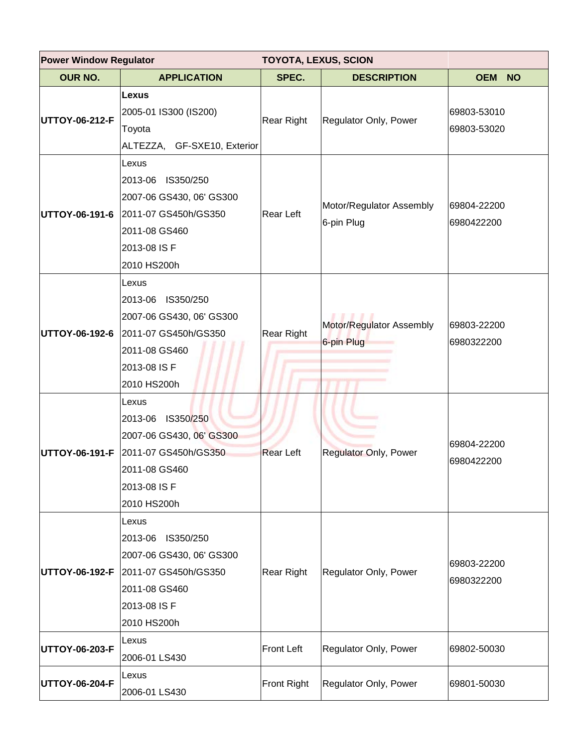| Power Window Regulator | TOYOTA, LEXUS, SCION | | | |
|---|---|---|---|---|
| **OUR NO.** | **APPLICATION** | **SPEC.** | **DESCRIPTION** | **OEM NO** |
| **UTTOY-06-212-F** | **Lexus**<br>2005-01 IS300 (IS200)<br>Toyota<br>ALTEZZA, GF-SXE10, Exterior | Rear Right | Regulator Only, Power | 69803-53010<br>69803-53020 |
| **UTTOY-06-191-6** | Lexus<br>2013-06 IS350/250<br>2007-06 GS430, 06' GS300<br>2011-07 GS450h/GS350<br>2011-08 GS460<br>2013-08 IS F<br>2010 HS200h | Rear Left | Motor/Regulator Assembly<br>6-pin Plug | 69804-22200<br>6980422200 |
| **UTTOY-06-192-6** | Lexus<br>2013-06 IS350/250<br>2007-06 GS430, 06' GS300<br>2011-07 GS450h/GS350<br>2011-08 GS460<br>2013-08 IS F<br>2010 HS200h | Rear Right | Motor/Regulator Assembly<br>6-pin Plug | 69803-22200<br>6980322200 |
| **UTTOY-06-191-F** | Lexus<br>2013-06 IS350/250<br>2007-06 GS430, 06' GS300<br>2011-07 GS450h/GS350<br>2011-08 GS460<br>2013-08 IS F<br>2010 HS200h | Rear Left | Regulator Only, Power | 69804-22200<br>6980422200 |
| **UTTOY-06-192-F** | Lexus<br>2013-06 IS350/250<br>2007-06 GS430, 06' GS300<br>2011-07 GS450h/GS350<br>2011-08 GS460<br>2013-08 IS F<br>2010 HS200h | Rear Right | Regulator Only, Power | 69803-22200<br>6980322200 |
| **UTTOY-06-203-F** | Lexus<br>2006-01 LS430 | Front Left | Regulator Only, Power | 69802-50030 |
| **UTTOY-06-204-F** | Lexus<br>2006-01 LS430 | Front Right | Regulator Only, Power | 69801-50030 |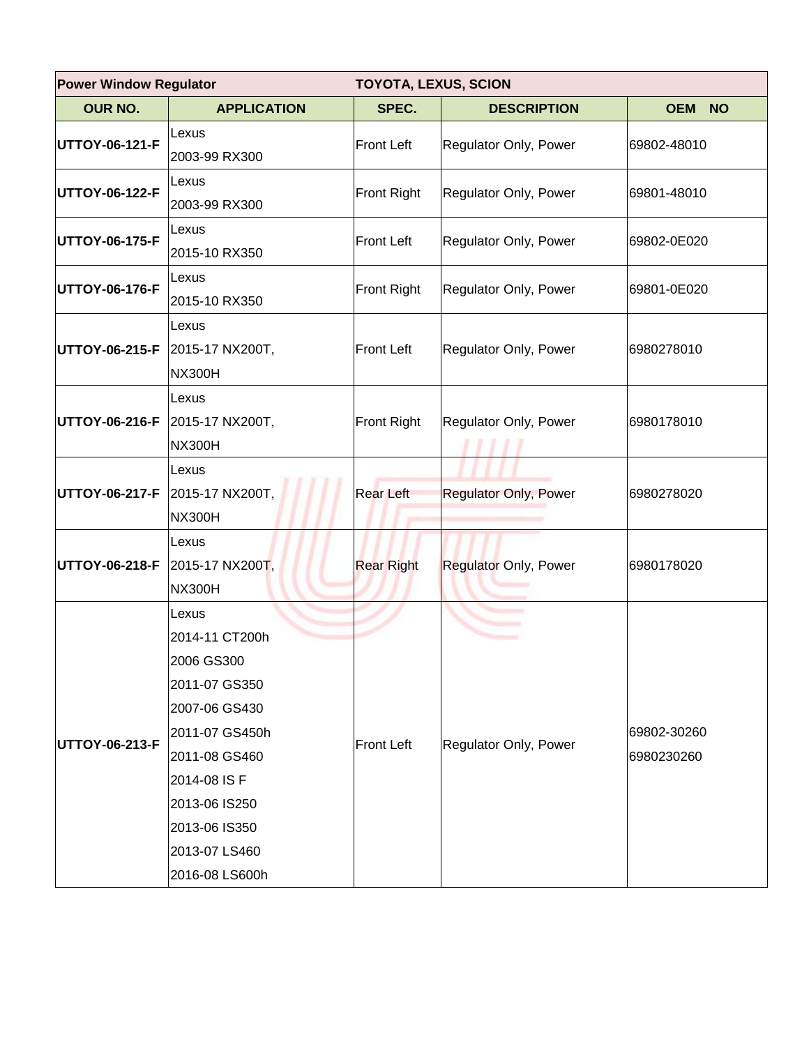| Power Window Regulator | | TOYOTA, LEXUS, SCION | | |
|---|---|---|---|---|
| **OUR NO.** | **APPLICATION** | **SPEC.** | **DESCRIPTION** | **OEM NO** |
| **UTTOY-06-121-F** | Lexus<br>2003-99 RX300 | Front Left | Regulator Only, Power | 69802-48010 |
| **UTTOY-06-122-F** | Lexus<br>2003-99 RX300 | Front Right | Regulator Only, Power | 69801-48010 |
| **UTTOY-06-175-F** | Lexus<br>2015-10 RX350 | Front Left | Regulator Only, Power | 69802-0E020 |
| **UTTOY-06-176-F** | Lexus<br>2015-10 RX350 | Front Right | Regulator Only, Power | 69801-0E020 |
| **UTTOY-06-215-F** | Lexus<br>2015-17 NX200T,<br>NX300H | Front Left | Regulator Only, Power | 6980278010 |
| **UTTOY-06-216-F** | Lexus<br>2015-17 NX200T,<br>NX300H | Front Right | Regulator Only, Power | 6980178010 |
| **UTTOY-06-217-F** | Lexus<br>2015-17 NX200T,<br>NX300H | Rear Left | Regulator Only, Power | 6980278020 |
| **UTTOY-06-218-F** | Lexus<br>2015-17 NX200T,<br>NX300H | Rear Right | Regulator Only, Power | 6980178020 |
| **UTTOY-06-213-F** | Lexus<br>2014-11 CT200h<br>2006 GS300<br>2011-07 GS350<br>2007-06 GS430<br>2011-07 GS450h<br>2011-08 GS460<br>2014-08 IS F<br>2013-06 IS250<br>2013-06 IS350<br>2013-07 LS460<br>2016-08 LS600h | Front Left | Regulator Only, Power | 69802-30260<br>6980230260 |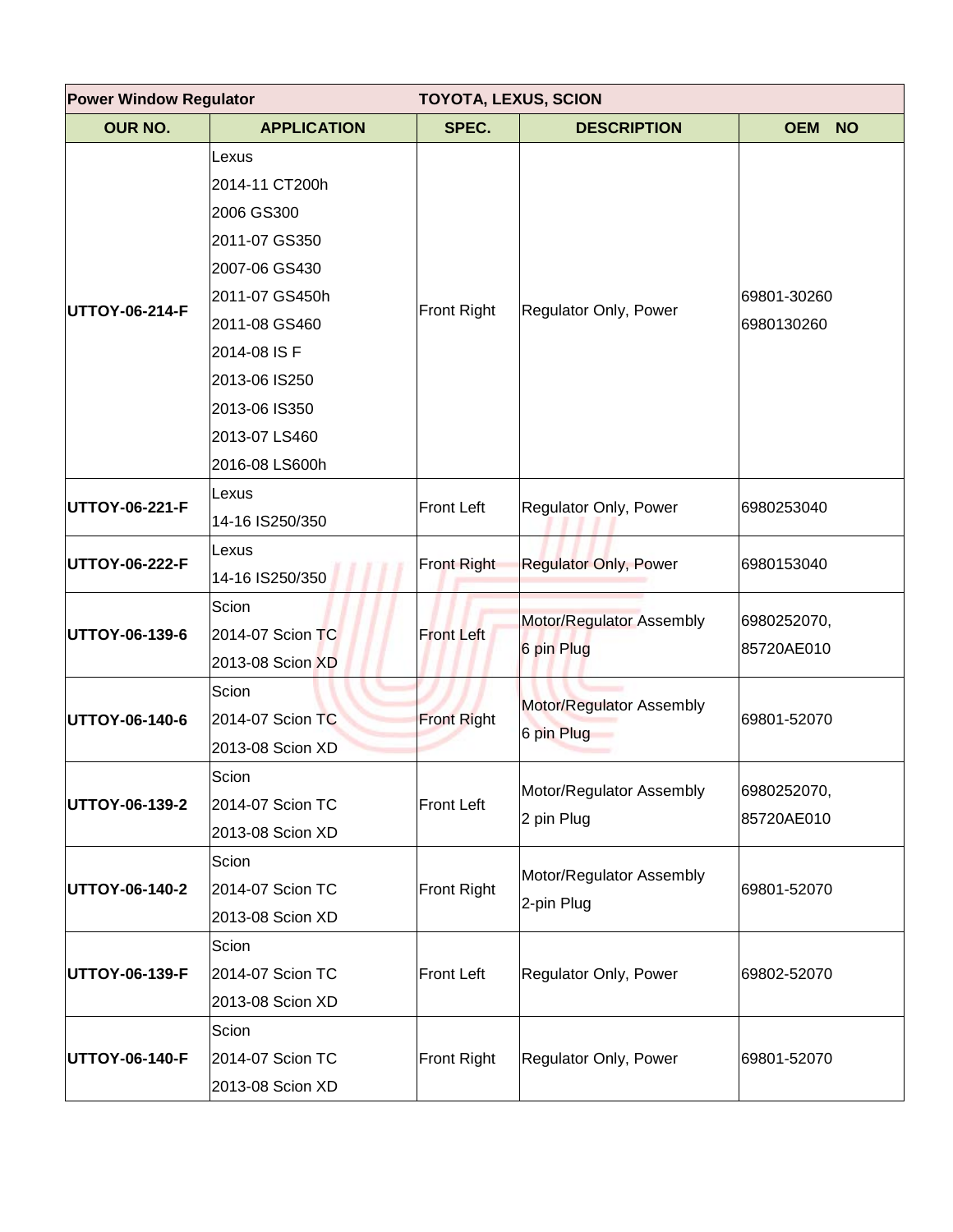| Power Window Regulator | TOYOTA, LEXUS, SCION | | | |
|---|---|---|---|---|
| **OUR NO.** | **APPLICATION** | **SPEC.** | **DESCRIPTION** | **OEM NO** |
| **UTTOY-06-214-F** | Lexus<br>2014-11 CT200h<br>2006 GS300<br>2011-07 GS350<br>2007-06 GS430<br>2011-07 GS450h<br>2011-08 GS460<br>2014-08 IS F<br>2013-06 IS250<br>2013-06 IS350<br>2013-07 LS460<br>2016-08 LS600h | Front Right | Regulator Only, Power | 69801-30260<br>6980130260 |
| **UTTOY-06-221-F** | Lexus<br>14-16 IS250/350 | Front Left | Regulator Only, Power | 6980253040 |
| **UTTOY-06-222-F** | Lexus<br>14-16 IS250/350 | Front Right | Regulator Only, Power | 6980153040 |
| **UTTOY-06-139-6** | Scion<br>2014-07 Scion TC<br>2013-08 Scion XD | Front Left | Motor/Regulator Assembly<br>6 pin Plug | 6980252070,<br>85720AE010 |
| **UTTOY-06-140-6** | Scion<br>2014-07 Scion TC<br>2013-08 Scion XD | Front Right | Motor/Regulator Assembly<br>6 pin Plug | 69801-52070 |
| **UTTOY-06-139-2** | Scion<br>2014-07 Scion TC<br>2013-08 Scion XD | Front Left | Motor/Regulator Assembly<br>2 pin Plug | 6980252070,<br>85720AE010 |
| **UTTOY-06-140-2** | Scion<br>2014-07 Scion TC<br>2013-08 Scion XD | Front Right | Motor/Regulator Assembly<br>2-pin Plug | 69801-52070 |
| **UTTOY-06-139-F** | Scion<br>2014-07 Scion TC<br>2013-08 Scion XD | Front Left | Regulator Only, Power | 69802-52070 |
| **UTTOY-06-140-F** | Scion<br>2014-07 Scion TC<br>2013-08 Scion XD | Front Right | Regulator Only, Power | 69801-52070 |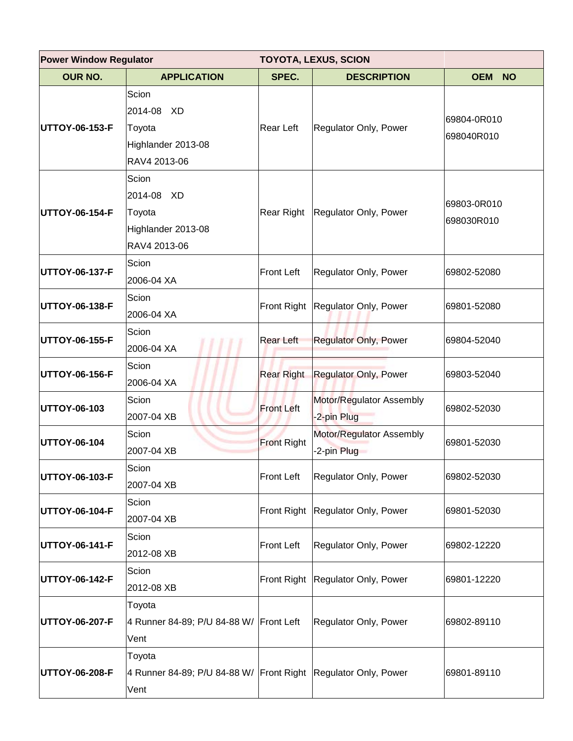| Power Window Regulator | | TOYOTA, LEXUS, SCION | | |
|---|---|---|---|---|
| **OUR NO.** | **APPLICATION** | **SPEC.** | **DESCRIPTION** | **OEM NO** |
| **UTTOY-06-153-F** | Scion<br>2014-08 XD<br>Toyota<br>Highlander 2013-08<br>RAV4 2013-06 | Rear Left | Regulator Only, Power | 69804-0R010<br>698040R010 |
| **UTTOY-06-154-F** | Scion<br>2014-08 XD<br>Toyota<br>Highlander 2013-08<br>RAV4 2013-06 | Rear Right | Regulator Only, Power | 69803-0R010<br>698030R010 |
| **UTTOY-06-137-F** | Scion<br>2006-04 XA | Front Left | Regulator Only, Power | 69802-52080 |
| **UTTOY-06-138-F** | Scion<br>2006-04 XA | Front Right | Regulator Only, Power | 69801-52080 |
| **UTTOY-06-155-F** | Scion<br>2006-04 XA | Rear Left | Regulator Only, Power | 69804-52040 |
| **UTTOY-06-156-F** | Scion<br>2006-04 XA | Rear Right | Regulator Only, Power | 69803-52040 |
| **UTTOY-06-103** | Scion<br>2007-04 XB | Front Left | Motor/Regulator Assembly<br>-2-pin Plug | 69802-52030 |
| **UTTOY-06-104** | Scion<br>2007-04 XB | Front Right | Motor/Regulator Assembly<br>-2-pin Plug | 69801-52030 |
| **UTTOY-06-103-F** | Scion<br>2007-04 XB | Front Left | Regulator Only, Power | 69802-52030 |
| **UTTOY-06-104-F** | Scion<br>2007-04 XB | Front Right | Regulator Only, Power | 69801-52030 |
| **UTTOY-06-141-F** | Scion<br>2012-08 XB | Front Left | Regulator Only, Power | 69802-12220 |
| **UTTOY-06-142-F** | Scion<br>2012-08 XB | Front Right | Regulator Only, Power | 69801-12220 |
| **UTTOY-06-207-F** | Toyota<br>4 Runner 84-89; P/U 84-88 W/ Vent | Front Left | Regulator Only, Power | 69802-89110 |
| **UTTOY-06-208-F** | Toyota<br>4 Runner 84-89; P/U 84-88 W/ Vent | Front Right | Regulator Only, Power | 69801-89110 |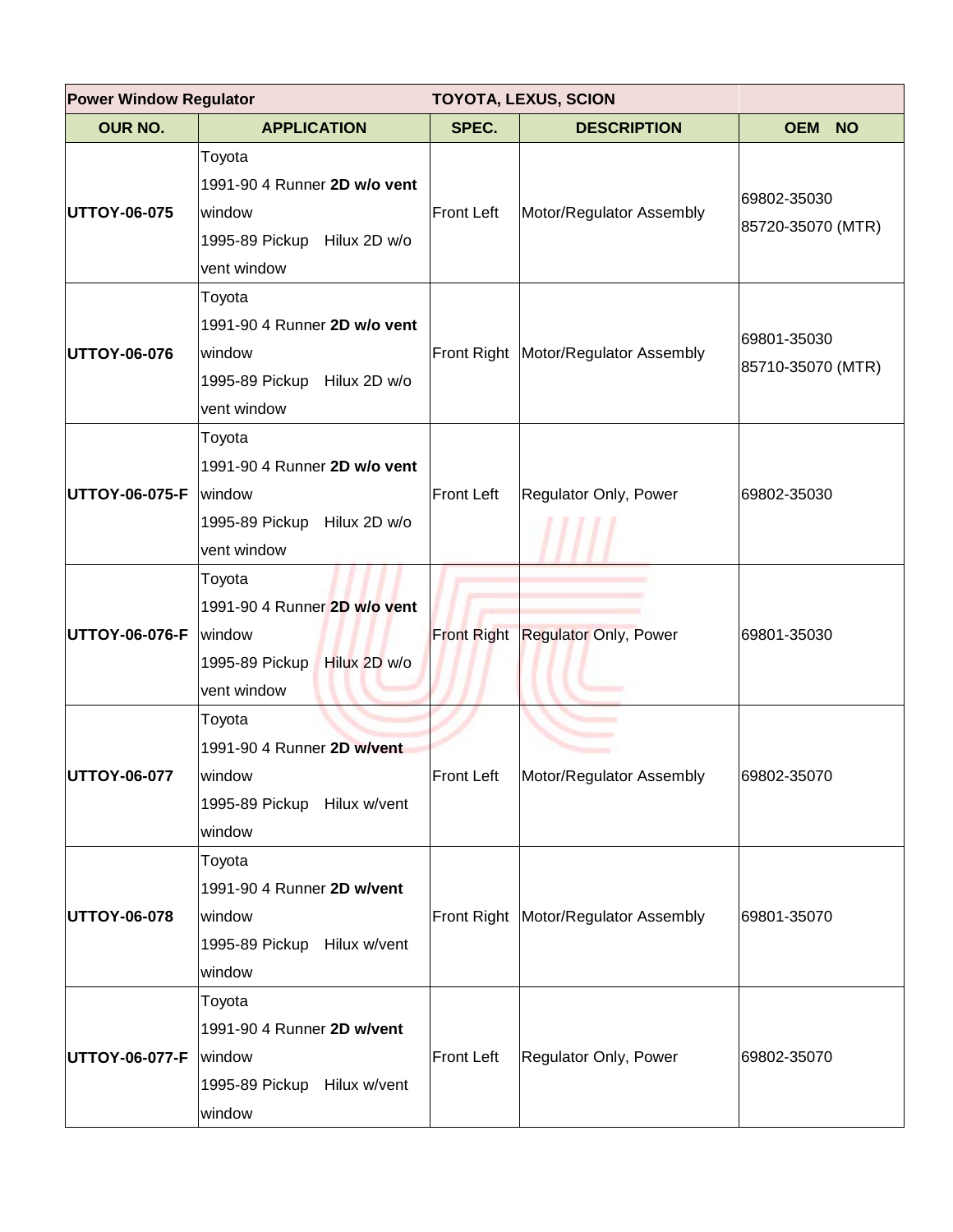| Power Window Regulator | | TOYOTA, LEXUS, SCION | | |
|---|---|---|---|---|
| **OUR NO.** | **APPLICATION** | **SPEC.** | **DESCRIPTION** | **OEM NO** |
| **UTTOY-06-075** | Toyota<br>1991-90 4 Runner **2D w/o vent** window<br>1995-89 Pickup Hilux 2D w/o vent window | Front Left | Motor/Regulator Assembly | 69802-35030<br>85720-35070 (MTR) |
| **UTTOY-06-076** | Toyota<br>1991-90 4 Runner **2D w/o vent** window<br>1995-89 Pickup Hilux 2D w/o vent window | Front Right | Motor/Regulator Assembly | 69801-35030<br>85710-35070 (MTR) |
| **UTTOY-06-075-F** | Toyota<br>1991-90 4 Runner **2D w/o vent** window<br>1995-89 Pickup Hilux 2D w/o vent window | Front Left | Regulator Only, Power | 69802-35030 |
| **UTTOY-06-076-F** | Toyota<br>1991-90 4 Runner **2D w/o vent** window<br>1995-89 Pickup Hilux 2D w/o vent window | Front Right | Regulator Only, Power | 69801-35030 |
| **UTTOY-06-077** | Toyota<br>1991-90 4 Runner **2D w/vent** window<br>1995-89 Pickup Hilux w/vent window | Front Left | Motor/Regulator Assembly | 69802-35070 |
| **UTTOY-06-078** | Toyota<br>1991-90 4 Runner **2D w/vent** window<br>1995-89 Pickup Hilux w/vent window | Front Right | Motor/Regulator Assembly | 69801-35070 |
| **UTTOY-06-077-F** | Toyota<br>1991-90 4 Runner **2D w/vent** window<br>1995-89 Pickup Hilux w/vent window | Front Left | Regulator Only, Power | 69802-35070 |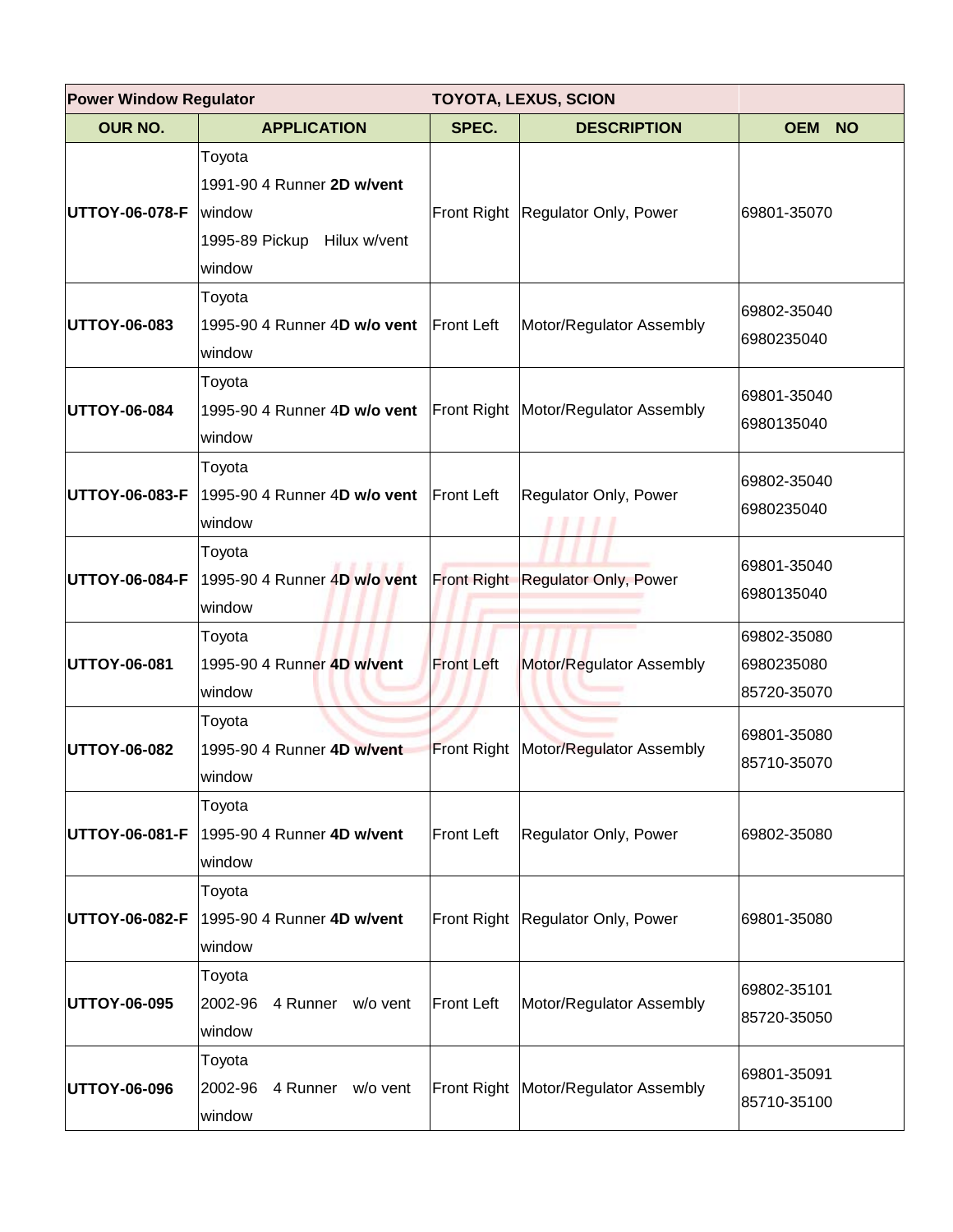| Power Window Regulator | | TOYOTA, LEXUS, SCION | | |
|---|---|---|---|---|
| **OUR NO.** | **APPLICATION** | **SPEC.** | **DESCRIPTION** | **OEM NO** |
| **UTTOY-06-078-F** | Toyota<br>1991-90 4 Runner **2D w/vent** window<br>1995-89 Pickup Hilux w/vent window | Front Right | Regulator Only, Power | 69801-35070 |
| **UTTOY-06-083** | Toyota<br>1995-90 4 Runner 4**D w/o vent** window | Front Left | Motor/Regulator Assembly | 69802-35040<br>6980235040 |
| **UTTOY-06-084** | Toyota<br>1995-90 4 Runner 4**D w/o vent** window | Front Right | Motor/Regulator Assembly | 69801-35040<br>6980135040 |
| **UTTOY-06-083-F** | Toyota<br>1995-90 4 Runner 4**D w/o vent** window | Front Left | Regulator Only, Power | 69802-35040<br>6980235040 |
| **UTTOY-06-084-F** | Toyota<br>1995-90 4 Runner 4**D w/o vent** window | Front Right | Regulator Only, Power | 69801-35040<br>6980135040 |
| **UTTOY-06-081** | Toyota<br>1995-90 4 Runner **4D w/vent** window | Front Left | Motor/Regulator Assembly | 69802-35080<br>6980235080<br>85720-35070 |
| **UTTOY-06-082** | Toyota<br>1995-90 4 Runner **4D w/vent** window | Front Right | Motor/Regulator Assembly | 69801-35080<br>85710-35070 |
| **UTTOY-06-081-F** | Toyota<br>1995-90 4 Runner **4D w/vent** window | Front Left | Regulator Only, Power | 69802-35080 |
| **UTTOY-06-082-F** | Toyota<br>1995-90 4 Runner **4D w/vent** window | Front Right | Regulator Only, Power | 69801-35080 |
| **UTTOY-06-095** | Toyota<br>2002-96 4 Runner w/o vent window | Front Left | Motor/Regulator Assembly | 69802-35101<br>85720-35050 |
| **UTTOY-06-096** | Toyota<br>2002-96 4 Runner w/o vent window | Front Right | Motor/Regulator Assembly | 69801-35091<br>85710-35100 |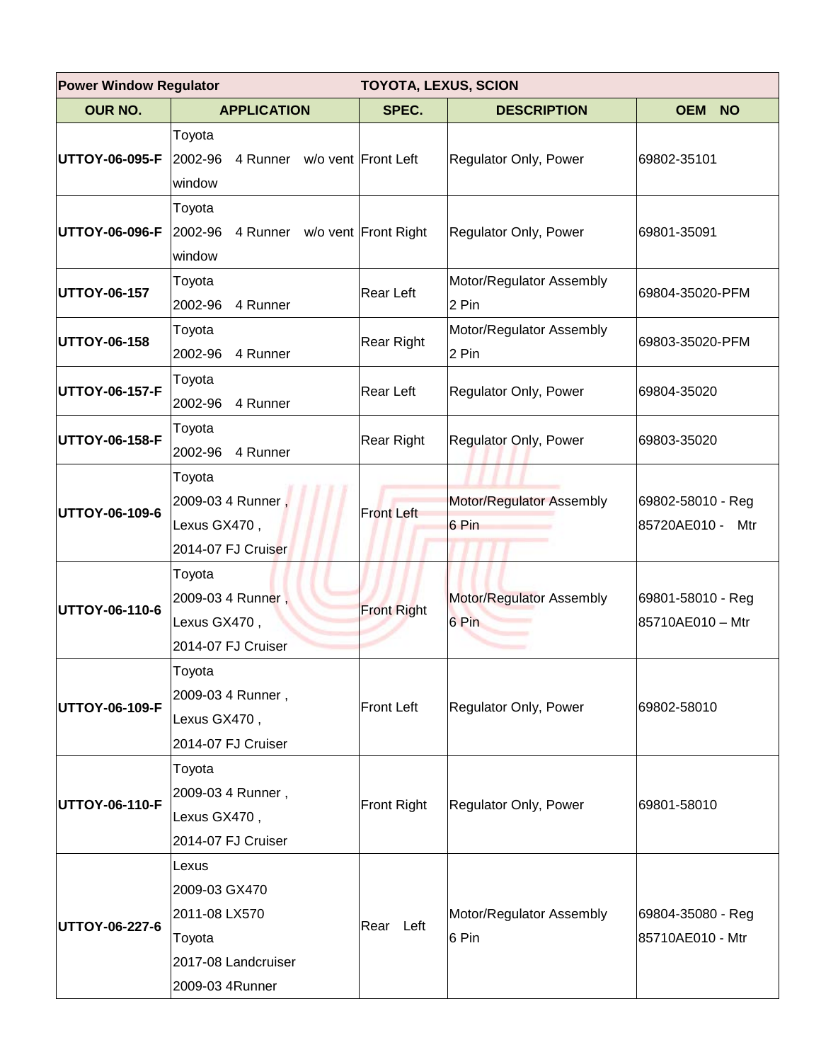| Power Window Regulator | TOYOTA, LEXUS, SCION | | | |
|---|---|---|---|---|
| **OUR NO.** | **APPLICATION** | **SPEC.** | **DESCRIPTION** | **OEM NO** |
| **UTTOY-06-095-F** | Toyota<br>2002-96 4 Runner w/o vent window | Front Left | Regulator Only, Power | 69802-35101 |
| **UTTOY-06-096-F** | Toyota<br>2002-96 4 Runner w/o vent window | Front Right | Regulator Only, Power | 69801-35091 |
| **UTTOY-06-157** | Toyota<br>2002-96 4 Runner | Rear Left | Motor/Regulator Assembly<br>2 Pin | 69804-35020-PFM |
| **UTTOY-06-158** | Toyota<br>2002-96 4 Runner | Rear Right | Motor/Regulator Assembly<br>2 Pin | 69803-35020-PFM |
| **UTTOY-06-157-F** | Toyota<br>2002-96 4 Runner | Rear Left | Regulator Only, Power | 69804-35020 |
| **UTTOY-06-158-F** | Toyota<br>2002-96 4 Runner | Rear Right | Regulator Only, Power | 69803-35020 |
| **UTTOY-06-109-6** | Toyota<br>2009-03 4 Runner ,<br>Lexus GX470 ,<br>2014-07 FJ Cruiser | Front Left | Motor/Regulator Assembly<br>6 Pin | 69802-58010 - Reg<br>85720AE010 - Mtr |
| **UTTOY-06-110-6** | Toyota<br>2009-03 4 Runner ,<br>Lexus GX470 ,<br>2014-07 FJ Cruiser | Front Right | Motor/Regulator Assembly<br>6 Pin | 69801-58010 - Reg<br>85710AE010 – Mtr |
| **UTTOY-06-109-F** | Toyota<br>2009-03 4 Runner ,<br>Lexus GX470 ,<br>2014-07 FJ Cruiser | Front Left | Regulator Only, Power | 69802-58010 |
| **UTTOY-06-110-F** | Toyota<br>2009-03 4 Runner ,<br>Lexus GX470 ,<br>2014-07 FJ Cruiser | Front Right | Regulator Only, Power | 69801-58010 |
| **UTTOY-06-227-6** | Lexus<br>2009-03 GX470<br>2011-08 LX570<br>Toyota<br>2017-08 Landcruiser<br>2009-03 4Runner | Rear Left | Motor/Regulator Assembly<br>6 Pin | 69804-35080 - Reg<br>85710AE010 - Mtr |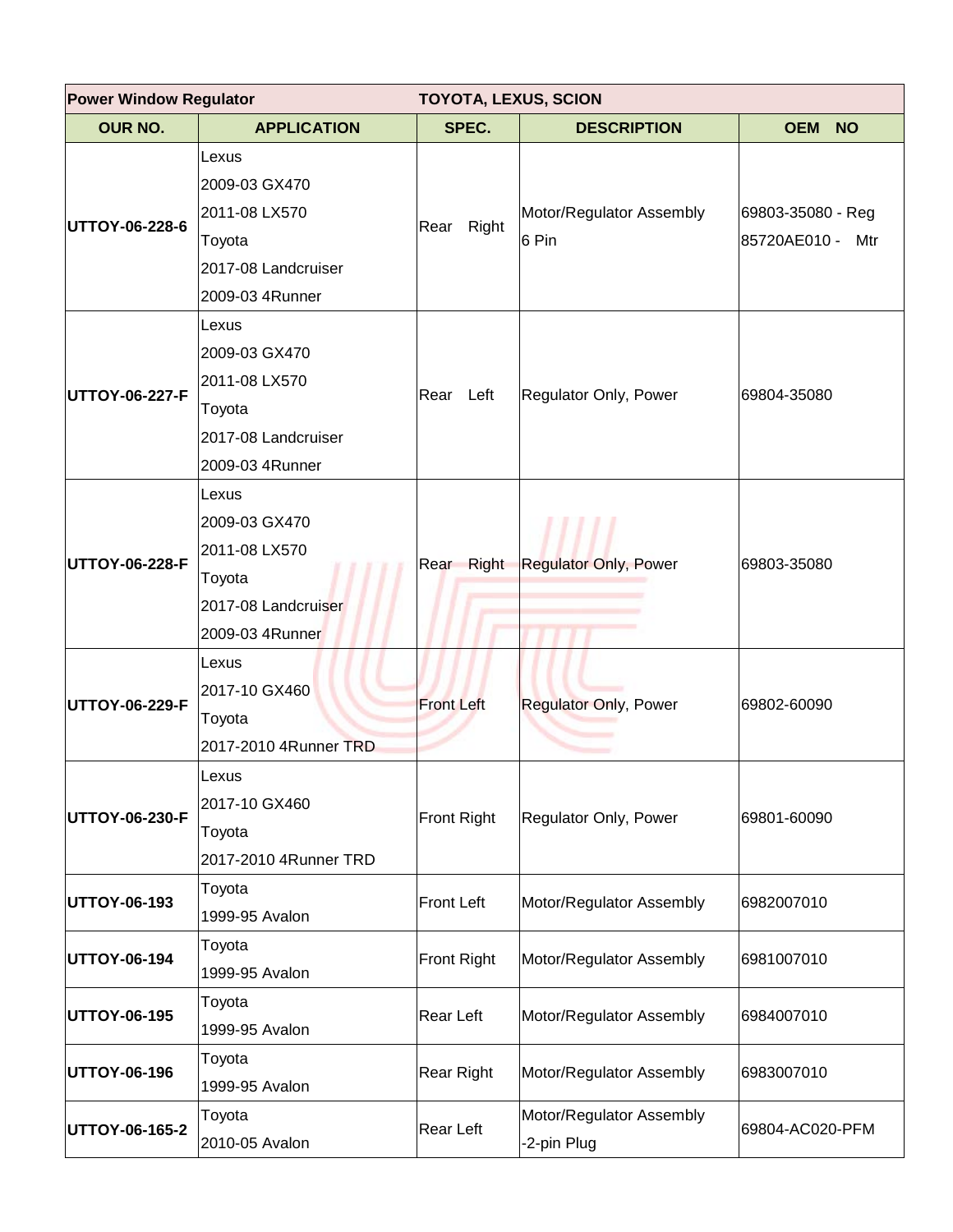| Power Window Regulator | | TOYOTA, LEXUS, SCION | | |
|---|---|---|---|---|
| **OUR NO.** | **APPLICATION** | **SPEC.** | **DESCRIPTION** | **OEM NO** |
| **UTTOY-06-228-6** | Lexus<br>2009-03 GX470<br>2011-08 LX570<br>Toyota<br>2017-08 Landcruiser<br>2009-03 4Runner | Rear Right | Motor/Regulator Assembly<br>6 Pin | 69803-35080 - Reg<br>85720AE010 - Mtr |
| **UTTOY-06-227-F** | Lexus<br>2009-03 GX470<br>2011-08 LX570<br>Toyota<br>2017-08 Landcruiser<br>2009-03 4Runner | Rear Left | Regulator Only, Power | 69804-35080 |
| **UTTOY-06-228-F** | Lexus<br>2009-03 GX470<br>2011-08 LX570<br>Toyota<br>2017-08 Landcruiser<br>2009-03 4Runner | Rear Right | Regulator Only, Power | 69803-35080 |
| **UTTOY-06-229-F** | Lexus<br>2017-10 GX460<br>Toyota<br>2017-2010 4Runner TRD | Front Left | Regulator Only, Power | 69802-60090 |
| **UTTOY-06-230-F** | Lexus<br>2017-10 GX460<br>Toyota<br>2017-2010 4Runner TRD | Front Right | Regulator Only, Power | 69801-60090 |
| **UTTOY-06-193** | Toyota<br>1999-95 Avalon | Front Left | Motor/Regulator Assembly | 6982007010 |
| **UTTOY-06-194** | Toyota<br>1999-95 Avalon | Front Right | Motor/Regulator Assembly | 6981007010 |
| **UTTOY-06-195** | Toyota<br>1999-95 Avalon | Rear Left | Motor/Regulator Assembly | 6984007010 |
| **UTTOY-06-196** | Toyota<br>1999-95 Avalon | Rear Right | Motor/Regulator Assembly | 6983007010 |
| **UTTOY-06-165-2** | Toyota<br>2010-05 Avalon | Rear Left | Motor/Regulator Assembly<br>-2-pin Plug | 69804-AC020-PFM |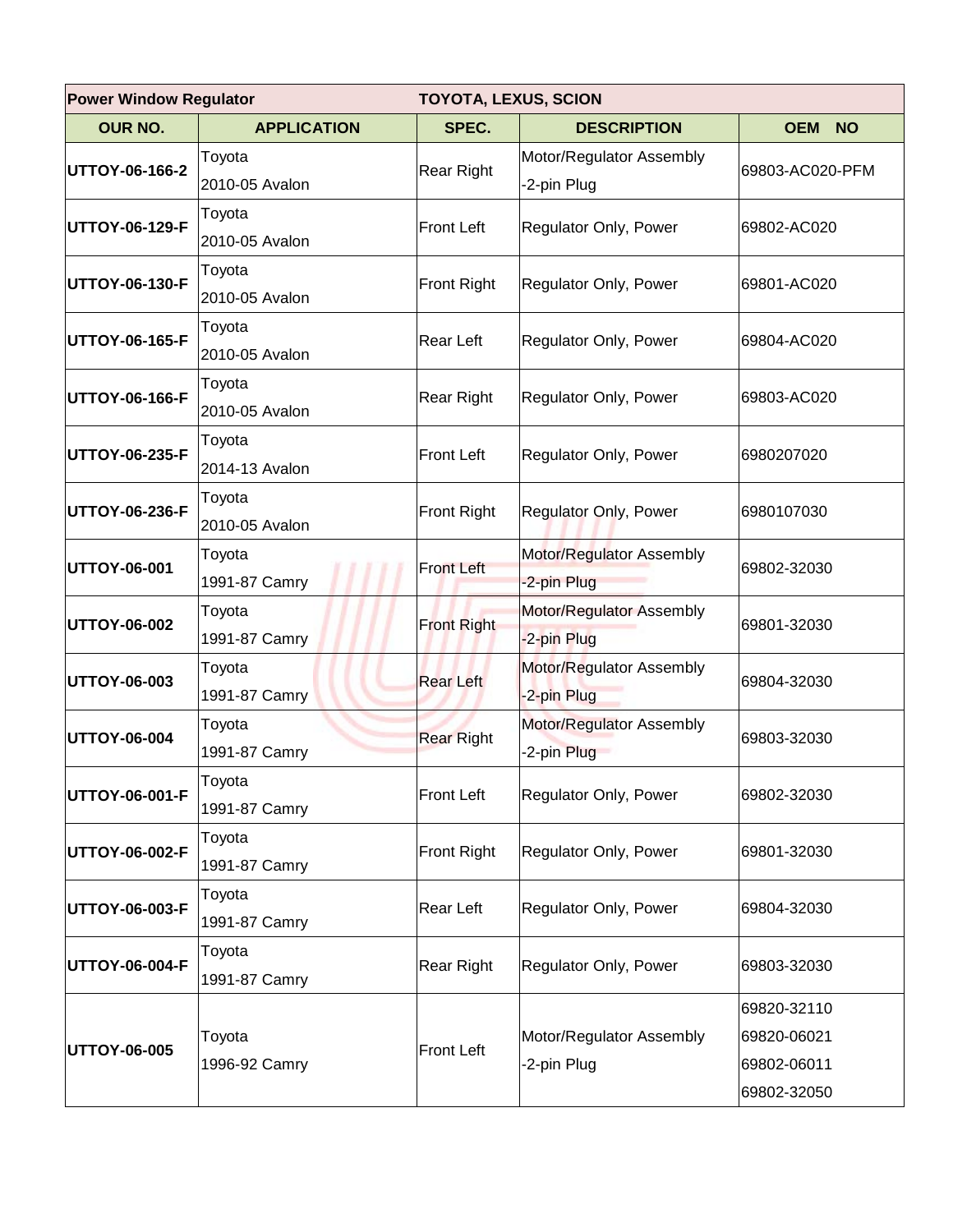| Power Window Regulator | | TOYOTA, LEXUS, SCION | | |
|---|---|---|---|---|
| **OUR NO.** | **APPLICATION** | **SPEC.** | **DESCRIPTION** | **OEM NO** |
| **UTTOY-06-166-2** | Toyota<br>2010-05 Avalon | Rear Right | Motor/Regulator Assembly<br>-2-pin Plug | 69803-AC020-PFM |
| **UTTOY-06-129-F** | Toyota<br>2010-05 Avalon | Front Left | Regulator Only, Power | 69802-AC020 |
| **UTTOY-06-130-F** | Toyota<br>2010-05 Avalon | Front Right | Regulator Only, Power | 69801-AC020 |
| **UTTOY-06-165-F** | Toyota<br>2010-05 Avalon | Rear Left | Regulator Only, Power | 69804-AC020 |
| **UTTOY-06-166-F** | Toyota<br>2010-05 Avalon | Rear Right | Regulator Only, Power | 69803-AC020 |
| **UTTOY-06-235-F** | Toyota<br>2014-13 Avalon | Front Left | Regulator Only, Power | 6980207020 |
| **UTTOY-06-236-F** | Toyota<br>2010-05 Avalon | Front Right | Regulator Only, Power | 6980107030 |
| **UTTOY-06-001** | Toyota<br>1991-87 Camry | Front Left | Motor/Regulator Assembly<br>-2-pin Plug | 69802-32030 |
| **UTTOY-06-002** | Toyota<br>1991-87 Camry | Front Right | Motor/Regulator Assembly<br>-2-pin Plug | 69801-32030 |
| **UTTOY-06-003** | Toyota<br>1991-87 Camry | Rear Left | Motor/Regulator Assembly<br>-2-pin Plug | 69804-32030 |
| **UTTOY-06-004** | Toyota<br>1991-87 Camry | Rear Right | Motor/Regulator Assembly<br>-2-pin Plug | 69803-32030 |
| **UTTOY-06-001-F** | Toyota<br>1991-87 Camry | Front Left | Regulator Only, Power | 69802-32030 |
| **UTTOY-06-002-F** | Toyota<br>1991-87 Camry | Front Right | Regulator Only, Power | 69801-32030 |
| **UTTOY-06-003-F** | Toyota<br>1991-87 Camry | Rear Left | Regulator Only, Power | 69804-32030 |
| **UTTOY-06-004-F** | Toyota<br>1991-87 Camry | Rear Right | Regulator Only, Power | 69803-32030 |
| **UTTOY-06-005** | Toyota<br>1996-92 Camry | Front Left | Motor/Regulator Assembly<br>-2-pin Plug | 69820-32110<br>69820-06021<br>69802-06011<br>69802-32050 |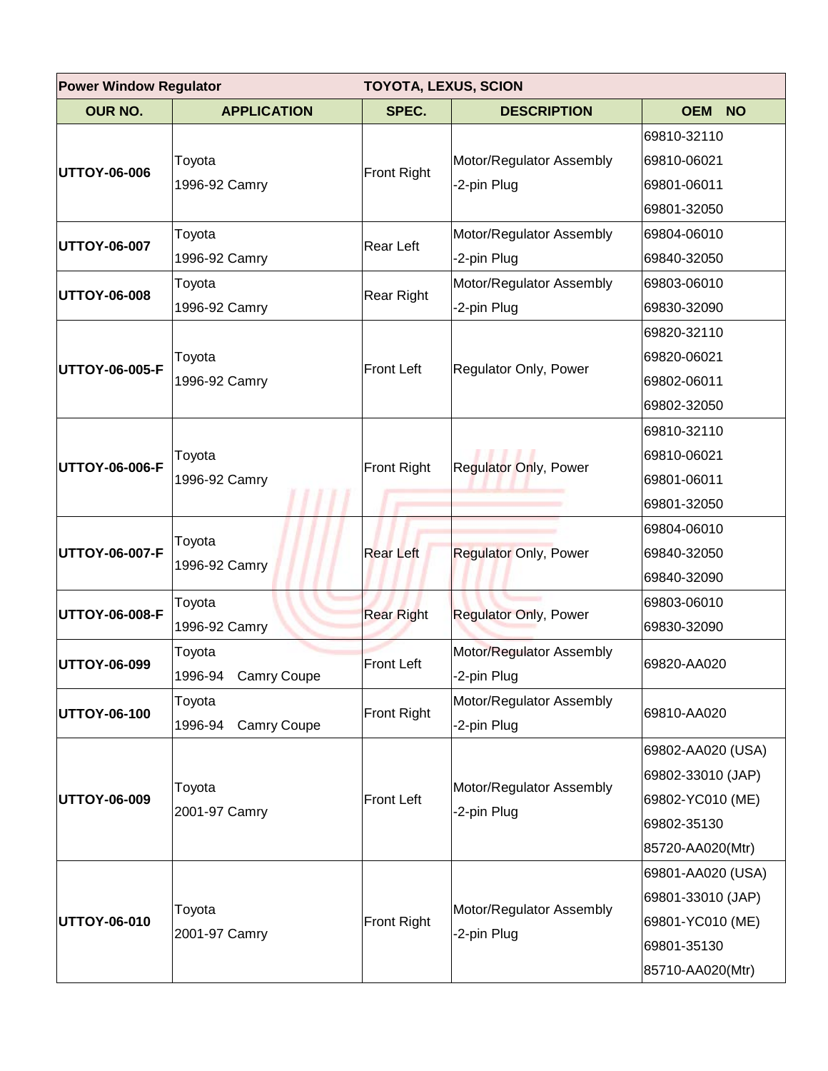| Power Window Regulator | | TOYOTA, LEXUS, SCION | | |
|---|---|---|---|---|
| **OUR NO.** | **APPLICATION** | **SPEC.** | **DESCRIPTION** | **OEM NO** |
| **UTTOY-06-006** | Toyota<br>1996-92 Camry | Front Right | Motor/Regulator Assembly<br>-2-pin Plug | 69810-32110<br>69810-06021<br>69801-06011<br>69801-32050 |
| **UTTOY-06-007** | Toyota<br>1996-92 Camry | Rear Left | Motor/Regulator Assembly<br>-2-pin Plug | 69804-06010<br>69840-32050 |
| **UTTOY-06-008** | Toyota<br>1996-92 Camry | Rear Right | Motor/Regulator Assembly<br>-2-pin Plug | 69803-06010<br>69830-32090 |
| **UTTOY-06-005-F** | Toyota<br>1996-92 Camry | Front Left | Regulator Only, Power | 69820-32110<br>69820-06021<br>69802-06011<br>69802-32050 |
| **UTTOY-06-006-F** | Toyota<br>1996-92 Camry | Front Right | Regulator Only, Power | 69810-32110<br>69810-06021<br>69801-06011<br>69801-32050 |
| **UTTOY-06-007-F** | Toyota<br>1996-92 Camry | Rear Left | Regulator Only, Power | 69804-06010<br>69840-32050<br>69840-32090 |
| **UTTOY-06-008-F** | Toyota<br>1996-92 Camry | Rear Right | Regulator Only, Power | 69803-06010<br>69830-32090 |
| **UTTOY-06-099** | Toyota<br>1996-94 Camry Coupe | Front Left | Motor/Regulator Assembly<br>-2-pin Plug | 69820-AA020 |
| **UTTOY-06-100** | Toyota<br>1996-94 Camry Coupe | Front Right | Motor/Regulator Assembly<br>-2-pin Plug | 69810-AA020 |
| **UTTOY-06-009** | Toyota<br>2001-97 Camry | Front Left | Motor/Regulator Assembly<br>-2-pin Plug | 69802-AA020 (USA)<br>69802-33010 (JAP)<br>69802-YC010 (ME)<br>69802-35130<br>85720-AA020(Mtr) |
| **UTTOY-06-010** | Toyota<br>2001-97 Camry | Front Right | Motor/Regulator Assembly<br>-2-pin Plug | 69801-AA020 (USA)<br>69801-33010 (JAP)<br>69801-YC010 (ME)<br>69801-35130<br>85710-AA020(Mtr) |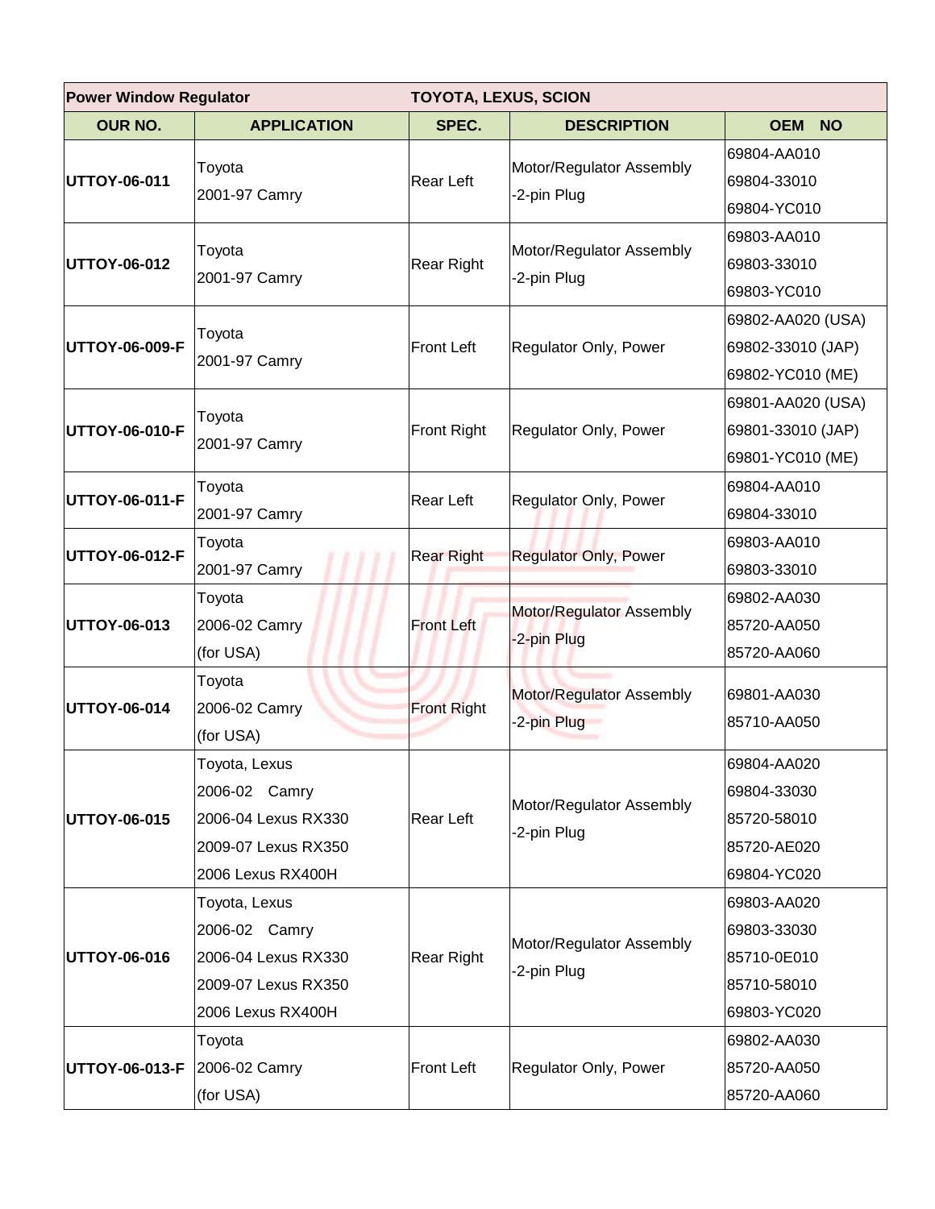| Power Window Regulator | | TOYOTA, LEXUS, SCION | | |
|---|---|---|---|---|
| **OUR NO.** | **APPLICATION** | **SPEC.** | **DESCRIPTION** | **OEM NO** |
| **UTTOY-06-011** | Toyota<br>2001-97 Camry | Rear Left | Motor/Regulator Assembly<br>-2-pin Plug | 69804-AA010<br>69804-33010<br>69804-YC010 |
| **UTTOY-06-012** | Toyota<br>2001-97 Camry | Rear Right | Motor/Regulator Assembly<br>-2-pin Plug | 69803-AA010<br>69803-33010<br>69803-YC010 |
| **UTTOY-06-009-F** | Toyota<br>2001-97 Camry | Front Left | Regulator Only, Power | 69802-AA020 (USA)<br>69802-33010 (JAP)<br>69802-YC010 (ME) |
| **UTTOY-06-010-F** | Toyota<br>2001-97 Camry | Front Right | Regulator Only, Power | 69801-AA020 (USA)<br>69801-33010 (JAP)<br>69801-YC010 (ME) |
| **UTTOY-06-011-F** | Toyota<br>2001-97 Camry | Rear Left | Regulator Only, Power | 69804-AA010<br>69804-33010 |
| **UTTOY-06-012-F** | Toyota<br>2001-97 Camry | Rear Right | Regulator Only, Power | 69803-AA010<br>69803-33010 |
| **UTTOY-06-013** | Toyota<br>2006-02 Camry<br>(for USA) | Front Left | Motor/Regulator Assembly<br>-2-pin Plug | 69802-AA030<br>85720-AA050<br>85720-AA060 |
| **UTTOY-06-014** | Toyota<br>2006-02 Camry<br>(for USA) | Front Right | Motor/Regulator Assembly<br>-2-pin Plug | 69801-AA030<br>85710-AA050 |
| **UTTOY-06-015** | Toyota, Lexus<br>2006-02 Camry<br>2006-04 Lexus RX330<br>2009-07 Lexus RX350<br>2006 Lexus RX400H | Rear Left | Motor/Regulator Assembly<br>-2-pin Plug | 69804-AA020<br>69804-33030<br>85720-58010<br>85720-AE020<br>69804-YC020 |
| **UTTOY-06-016** | Toyota, Lexus<br>2006-02 Camry<br>2006-04 Lexus RX330<br>2009-07 Lexus RX350<br>2006 Lexus RX400H | Rear Right | Motor/Regulator Assembly<br>-2-pin Plug | 69803-AA020<br>69803-33030<br>85710-0E010<br>85710-58010<br>69803-YC020 |
| **UTTOY-06-013-F** | Toyota<br>2006-02 Camry<br>(for USA) | Front Left | Regulator Only, Power | 69802-AA030<br>85720-AA050<br>85720-AA060 |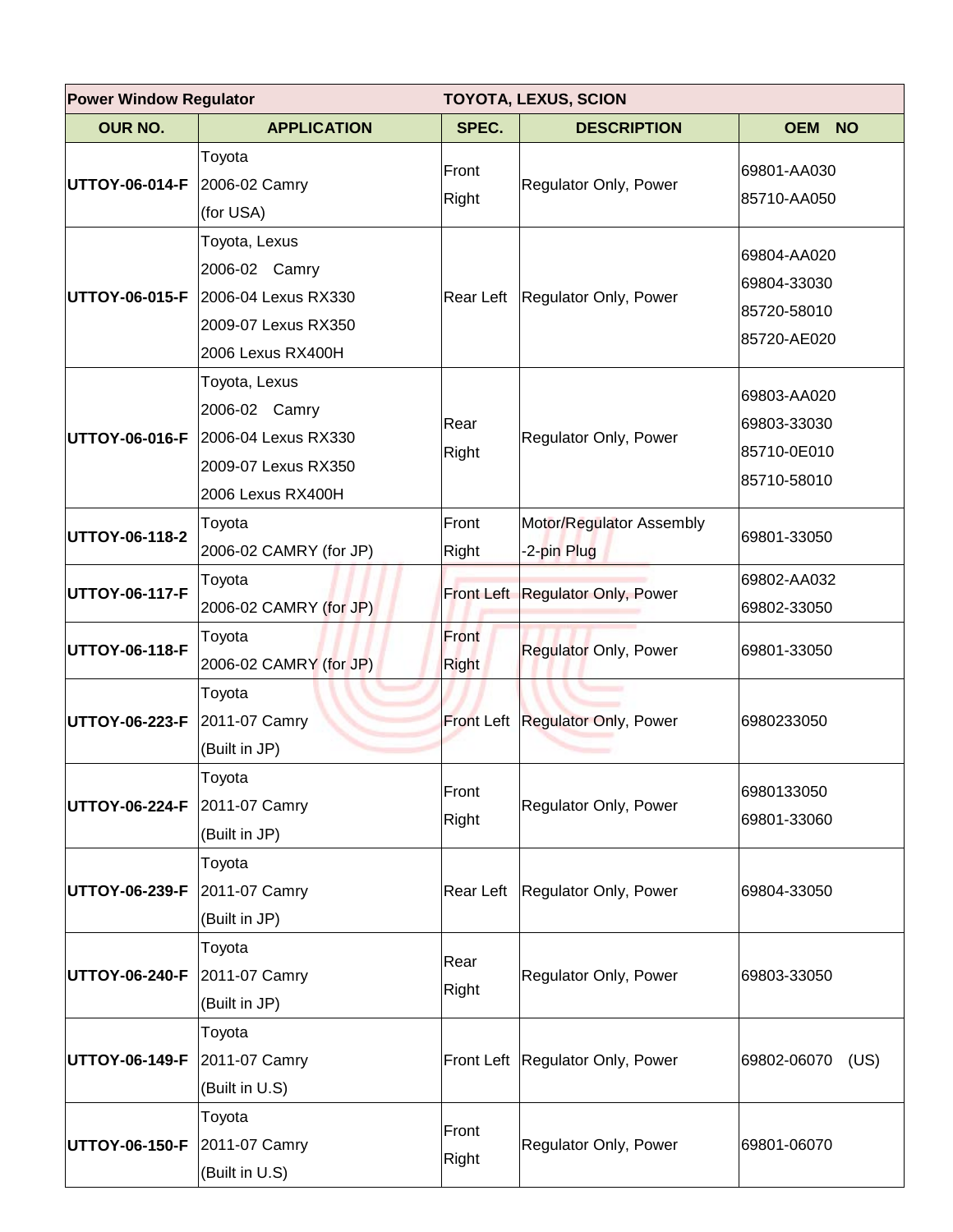| Power Window Regulator | | TOYOTA, LEXUS, SCION | | |
|---|---|---|---|---|
| **OUR NO.** | **APPLICATION** | **SPEC.** | **DESCRIPTION** | **OEM NO** |
| **UTTOY-06-014-F** | Toyota<br>2006-02 Camry<br>(for USA) | Front Right | Regulator Only, Power | 69801-AA030<br>85710-AA050 |
| **UTTOY-06-015-F** | Toyota, Lexus<br>2006-02 Camry<br>2006-04 Lexus RX330<br>2009-07 Lexus RX350<br>2006 Lexus RX400H | Rear Left | Regulator Only, Power | 69804-AA020<br>69804-33030<br>85720-58010<br>85720-AE020 |
| **UTTOY-06-016-F** | Toyota, Lexus<br>2006-02 Camry<br>2006-04 Lexus RX330<br>2009-07 Lexus RX350<br>2006 Lexus RX400H | Rear Right | Regulator Only, Power | 69803-AA020<br>69803-33030<br>85710-0E010<br>85710-58010 |
| **UTTOY-06-118-2** | Toyota<br>2006-02 CAMRY (for JP) | Front Right | Motor/Regulator Assembly<br>-2-pin Plug | 69801-33050 |
| **UTTOY-06-117-F** | Toyota<br>2006-02 CAMRY (for JP) | Front Left | Regulator Only, Power | 69802-AA032<br>69802-33050 |
| **UTTOY-06-118-F** | Toyota<br>2006-02 CAMRY (for JP) | Front Right | Regulator Only, Power | 69801-33050 |
| **UTTOY-06-223-F** | Toyota<br>2011-07 Camry<br>(Built in JP) | Front Left | Regulator Only, Power | 6980233050 |
| **UTTOY-06-224-F** | Toyota<br>2011-07 Camry<br>(Built in JP) | Front Right | Regulator Only, Power | 6980133050<br>69801-33060 |
| **UTTOY-06-239-F** | Toyota<br>2011-07 Camry<br>(Built in JP) | Rear Left | Regulator Only, Power | 69804-33050 |
| **UTTOY-06-240-F** | Toyota<br>2011-07 Camry<br>(Built in JP) | Rear Right | Regulator Only, Power | 69803-33050 |
| **UTTOY-06-149-F** | Toyota<br>2011-07 Camry<br>(Built in U.S) | Front Left | Regulator Only, Power | 69802-06070 (US) |
| **UTTOY-06-150-F** | Toyota<br>2011-07 Camry<br>(Built in U.S) | Front Right | Regulator Only, Power | 69801-06070 |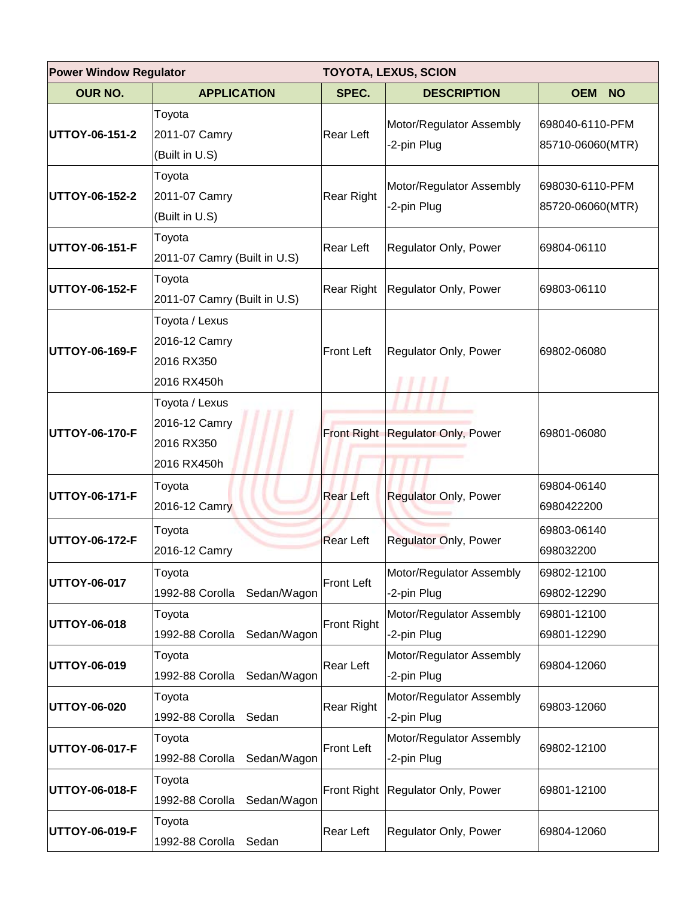| Power Window Regulator | | TOYOTA, LEXUS, SCION | | |
|---|---|---|---|---|
| **OUR NO.** | **APPLICATION** | **SPEC.** | **DESCRIPTION** | **OEM NO** |
| **UTTOY-06-151-2** | Toyota<br>2011-07 Camry<br>(Built in U.S) | Rear Left | Motor/Regulator Assembly<br>-2-pin Plug | 698040-6110-PFM<br>85710-06060(MTR) |
| **UTTOY-06-152-2** | Toyota<br>2011-07 Camry<br>(Built in U.S) | Rear Right | Motor/Regulator Assembly<br>-2-pin Plug | 698030-6110-PFM<br>85720-06060(MTR) |
| **UTTOY-06-151-F** | Toyota<br>2011-07 Camry (Built in U.S) | Rear Left | Regulator Only, Power | 69804-06110 |
| **UTTOY-06-152-F** | Toyota<br>2011-07 Camry (Built in U.S) | Rear Right | Regulator Only, Power | 69803-06110 |
| **UTTOY-06-169-F** | Toyota / Lexus<br>2016-12 Camry<br>2016 RX350<br>2016 RX450h | Front Left | Regulator Only, Power | 69802-06080 |
| **UTTOY-06-170-F** | Toyota / Lexus<br>2016-12 Camry<br>2016 RX350<br>2016 RX450h | Front Right | Regulator Only, Power | 69801-06080 |
| **UTTOY-06-171-F** | Toyota<br>2016-12 Camry | Rear Left | Regulator Only, Power | 69804-06140<br>6980422200 |
| **UTTOY-06-172-F** | Toyota<br>2016-12 Camry | Rear Left | Regulator Only, Power | 69803-06140<br>698032200 |
| **UTTOY-06-017** | Toyota<br>1992-88 Corolla Sedan/Wagon | Front Left | Motor/Regulator Assembly<br>-2-pin Plug | 69802-12100<br>69802-12290 |
| **UTTOY-06-018** | Toyota<br>1992-88 Corolla Sedan/Wagon | Front Right | Motor/Regulator Assembly<br>-2-pin Plug | 69801-12100<br>69801-12290 |
| **UTTOY-06-019** | Toyota<br>1992-88 Corolla Sedan/Wagon | Rear Left | Motor/Regulator Assembly<br>-2-pin Plug | 69804-12060 |
| **UTTOY-06-020** | Toyota<br>1992-88 Corolla Sedan | Rear Right | Motor/Regulator Assembly<br>-2-pin Plug | 69803-12060 |
| **UTTOY-06-017-F** | Toyota<br>1992-88 Corolla Sedan/Wagon | Front Left | Motor/Regulator Assembly<br>-2-pin Plug | 69802-12100 |
| **UTTOY-06-018-F** | Toyota<br>1992-88 Corolla Sedan/Wagon | Front Right | Regulator Only, Power | 69801-12100 |
| **UTTOY-06-019-F** | Toyota<br>1992-88 Corolla Sedan | Rear Left | Regulator Only, Power | 69804-12060 |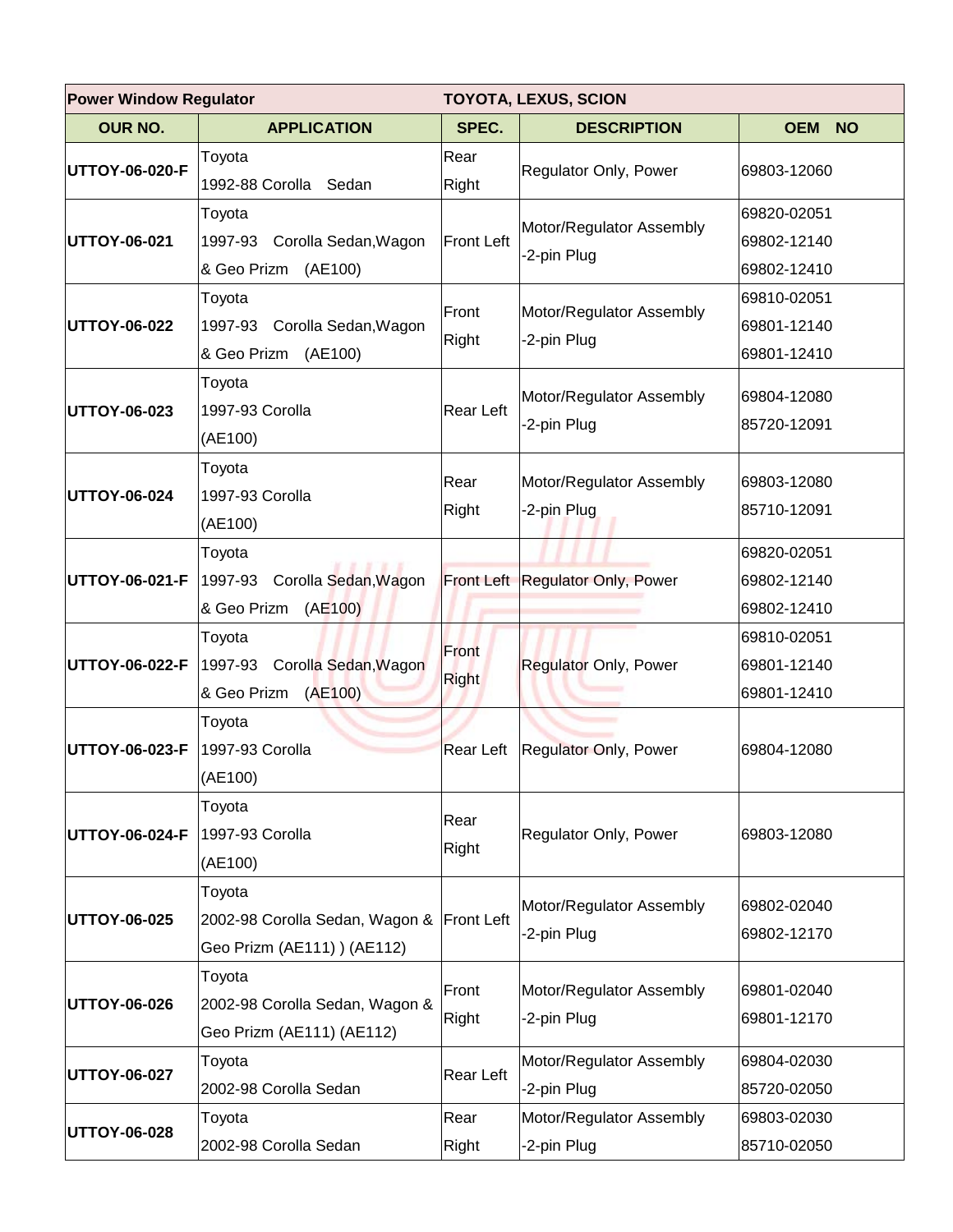| Power Window Regulator | | TOYOTA, LEXUS, SCION | | |
|---|---|---|---|---|
| **OUR NO.** | **APPLICATION** | **SPEC.** | **DESCRIPTION** | **OEM NO** |
| **UTTOY-06-020-F** | Toyota<br>1992-88 Corolla Sedan | Rear Right | Regulator Only, Power | 69803-12060 |
| **UTTOY-06-021** | Toyota<br>1997-93 Corolla Sedan,Wagon & Geo Prizm (AE100) | Front Left | Motor/Regulator Assembly -2-pin Plug | 69820-02051<br>69802-12140<br>69802-12410 |
| **UTTOY-06-022** | Toyota<br>1997-93 Corolla Sedan,Wagon & Geo Prizm (AE100) | Front Right | Motor/Regulator Assembly -2-pin Plug | 69810-02051<br>69801-12140<br>69801-12410 |
| **UTTOY-06-023** | Toyota<br>1997-93 Corolla (AE100) | Rear Left | Motor/Regulator Assembly -2-pin Plug | 69804-12080<br>85720-12091 |
| **UTTOY-06-024** | Toyota<br>1997-93 Corolla (AE100) | Rear Right | Motor/Regulator Assembly -2-pin Plug | 69803-12080<br>85710-12091 |
| **UTTOY-06-021-F** | Toyota<br>1997-93 Corolla Sedan,Wagon & Geo Prizm (AE100) | Front Left | Regulator Only, Power | 69820-02051<br>69802-12140<br>69802-12410 |
| **UTTOY-06-022-F** | Toyota<br>1997-93 Corolla Sedan,Wagon & Geo Prizm (AE100) | Front Right | Regulator Only, Power | 69810-02051<br>69801-12140<br>69801-12410 |
| **UTTOY-06-023-F** | Toyota<br>1997-93 Corolla (AE100) | Rear Left | Regulator Only, Power | 69804-12080 |
| **UTTOY-06-024-F** | Toyota<br>1997-93 Corolla (AE100) | Rear Right | Regulator Only, Power | 69803-12080 |
| **UTTOY-06-025** | Toyota<br>2002-98 Corolla Sedan, Wagon & Geo Prizm (AE111) ) (AE112) | Front Left | Motor/Regulator Assembly -2-pin Plug | 69802-02040<br>69802-12170 |
| **UTTOY-06-026** | Toyota<br>2002-98 Corolla Sedan, Wagon & Geo Prizm (AE111) (AE112) | Front Right | Motor/Regulator Assembly -2-pin Plug | 69801-02040<br>69801-12170 |
| **UTTOY-06-027** | Toyota<br>2002-98 Corolla Sedan | Rear Left | Motor/Regulator Assembly -2-pin Plug | 69804-02030<br>85720-02050 |
| **UTTOY-06-028** | Toyota<br>2002-98 Corolla Sedan | Rear Right | Motor/Regulator Assembly -2-pin Plug | 69803-02030<br>85710-02050 |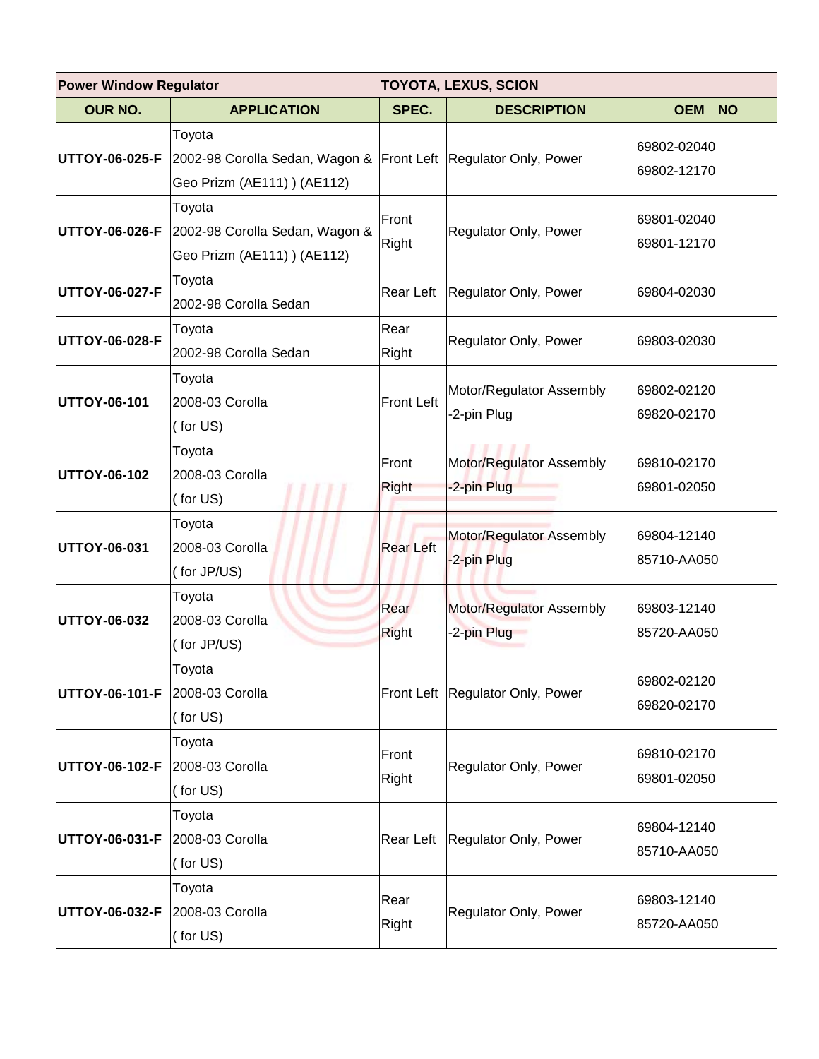| Power Window Regulator | | TOYOTA, LEXUS, SCION | | |
|---|---|---|---|---|
| **OUR NO.** | **APPLICATION** | **SPEC.** | **DESCRIPTION** | **OEM NO** |
| **UTTOY-06-025-F** | Toyota<br>2002-98 Corolla Sedan, Wagon & Geo Prizm (AE111) ) (AE112) | Front Left | Regulator Only, Power | 69802-02040<br>69802-12170 |
| **UTTOY-06-026-F** | Toyota<br>2002-98 Corolla Sedan, Wagon & Geo Prizm (AE111) ) (AE112) | Front Right | Regulator Only, Power | 69801-02040<br>69801-12170 |
| **UTTOY-06-027-F** | Toyota<br>2002-98 Corolla Sedan | Rear Left | Regulator Only, Power | 69804-02030 |
| **UTTOY-06-028-F** | Toyota<br>2002-98 Corolla Sedan | Rear Right | Regulator Only, Power | 69803-02030 |
| **UTTOY-06-101** | Toyota<br>2008-03 Corolla<br>( for US) | Front Left | Motor/Regulator Assembly<br>-2-pin Plug | 69802-02120<br>69820-02170 |
| **UTTOY-06-102** | Toyota<br>2008-03 Corolla<br>( for US) | Front Right | Motor/Regulator Assembly<br>-2-pin Plug | 69810-02170<br>69801-02050 |
| **UTTOY-06-031** | Toyota<br>2008-03 Corolla<br>( for JP/US) | Rear Left | Motor/Regulator Assembly<br>-2-pin Plug | 69804-12140<br>85710-AA050 |
| **UTTOY-06-032** | Toyota<br>2008-03 Corolla<br>( for JP/US) | Rear Right | Motor/Regulator Assembly<br>-2-pin Plug | 69803-12140<br>85720-AA050 |
| **UTTOY-06-101-F** | Toyota<br>2008-03 Corolla<br>( for US) | Front Left | Regulator Only, Power | 69802-02120<br>69820-02170 |
| **UTTOY-06-102-F** | Toyota<br>2008-03 Corolla<br>( for US) | Front Right | Regulator Only, Power | 69810-02170<br>69801-02050 |
| **UTTOY-06-031-F** | Toyota<br>2008-03 Corolla<br>( for US) | Rear Left | Regulator Only, Power | 69804-12140<br>85710-AA050 |
| **UTTOY-06-032-F** | Toyota<br>2008-03 Corolla<br>( for US) | Rear Right | Regulator Only, Power | 69803-12140<br>85720-AA050 |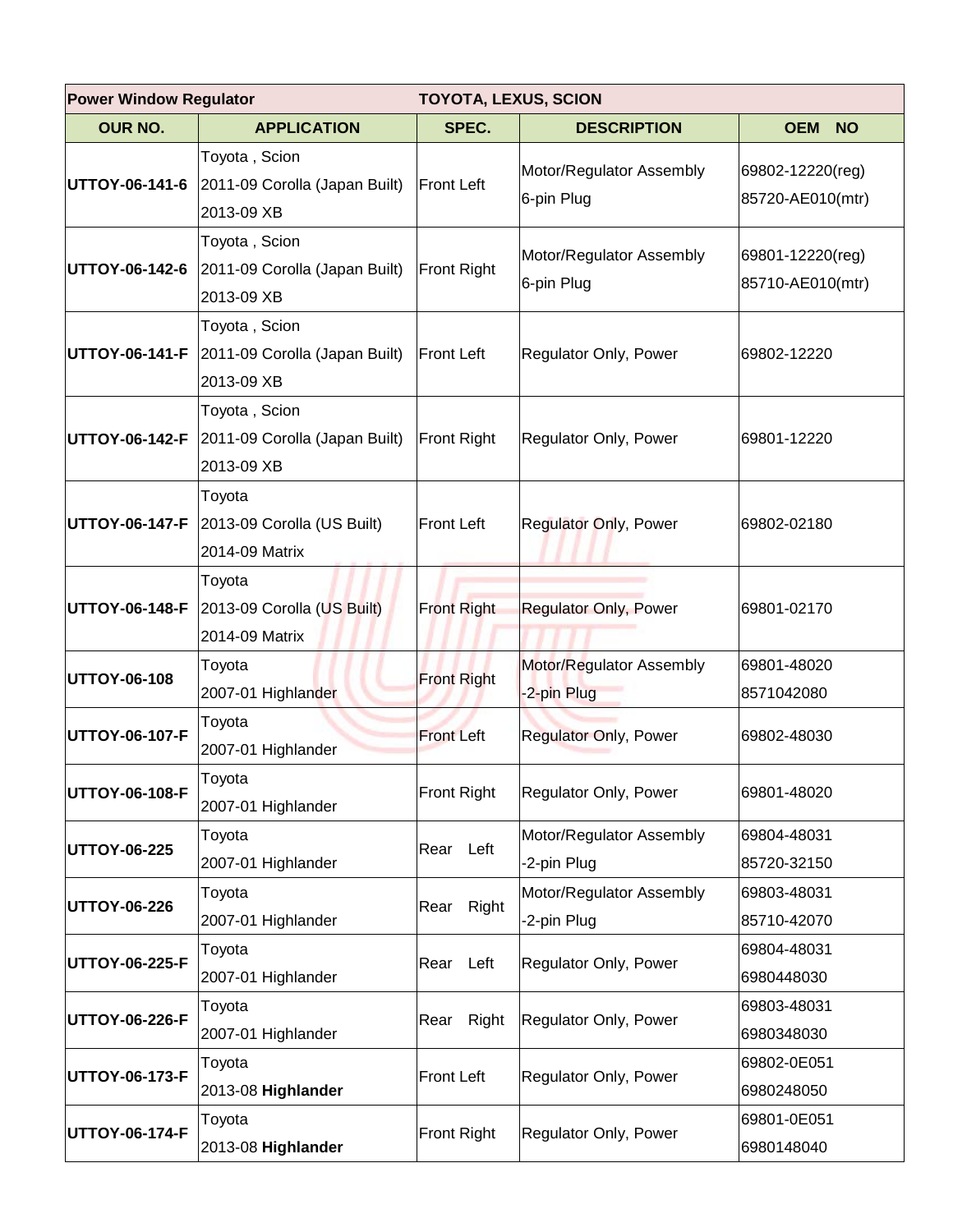| Power Window Regulator | TOYOTA, LEXUS, SCION | | | |
|---|---|---|---|---|
| **OUR NO.** | **APPLICATION** | **SPEC.** | **DESCRIPTION** | **OEM NO** |
| **UTTOY-06-141-6** | Toyota , Scion<br>2011-09 Corolla (Japan Built)<br>2013-09 XB | Front Left | Motor/Regulator Assembly<br>6-pin Plug | 69802-12220(reg)<br>85720-AE010(mtr) |
| **UTTOY-06-142-6** | Toyota , Scion<br>2011-09 Corolla (Japan Built)<br>2013-09 XB | Front Right | Motor/Regulator Assembly<br>6-pin Plug | 69801-12220(reg)<br>85710-AE010(mtr) |
| **UTTOY-06-141-F** | Toyota , Scion<br>2011-09 Corolla (Japan Built)<br>2013-09 XB | Front Left | Regulator Only, Power | 69802-12220 |
| **UTTOY-06-142-F** | Toyota , Scion<br>2011-09 Corolla (Japan Built)<br>2013-09 XB | Front Right | Regulator Only, Power | 69801-12220 |
| **UTTOY-06-147-F** | Toyota<br>2013-09 Corolla (US Built)<br>2014-09 Matrix | Front Left | Regulator Only, Power | 69802-02180 |
| **UTTOY-06-148-F** | Toyota<br>2013-09 Corolla (US Built)<br>2014-09 Matrix | Front Right | Regulator Only, Power | 69801-02170 |
| **UTTOY-06-108** | Toyota<br>2007-01 Highlander | Front Right | Motor/Regulator Assembly<br>-2-pin Plug | 69801-48020<br>8571042080 |
| **UTTOY-06-107-F** | Toyota<br>2007-01 Highlander | Front Left | Regulator Only, Power | 69802-48030 |
| **UTTOY-06-108-F** | Toyota<br>2007-01 Highlander | Front Right | Regulator Only, Power | 69801-48020 |
| **UTTOY-06-225** | Toyota<br>2007-01 Highlander | Rear Left | Motor/Regulator Assembly<br>-2-pin Plug | 69804-48031<br>85720-32150 |
| **UTTOY-06-226** | Toyota<br>2007-01 Highlander | Rear Right | Motor/Regulator Assembly<br>-2-pin Plug | 69803-48031<br>85710-42070 |
| **UTTOY-06-225-F** | Toyota<br>2007-01 Highlander | Rear Left | Regulator Only, Power | 69804-48031<br>6980448030 |
| **UTTOY-06-226-F** | Toyota<br>2007-01 Highlander | Rear Right | Regulator Only, Power | 69803-48031<br>6980348030 |
| **UTTOY-06-173-F** | Toyota<br>2013-08 **Highlander** | Front Left | Regulator Only, Power | 69802-0E051<br>6980248050 |
| **UTTOY-06-174-F** | Toyota<br>2013-08 **Highlander** | Front Right | Regulator Only, Power | 69801-0E051<br>6980148040 |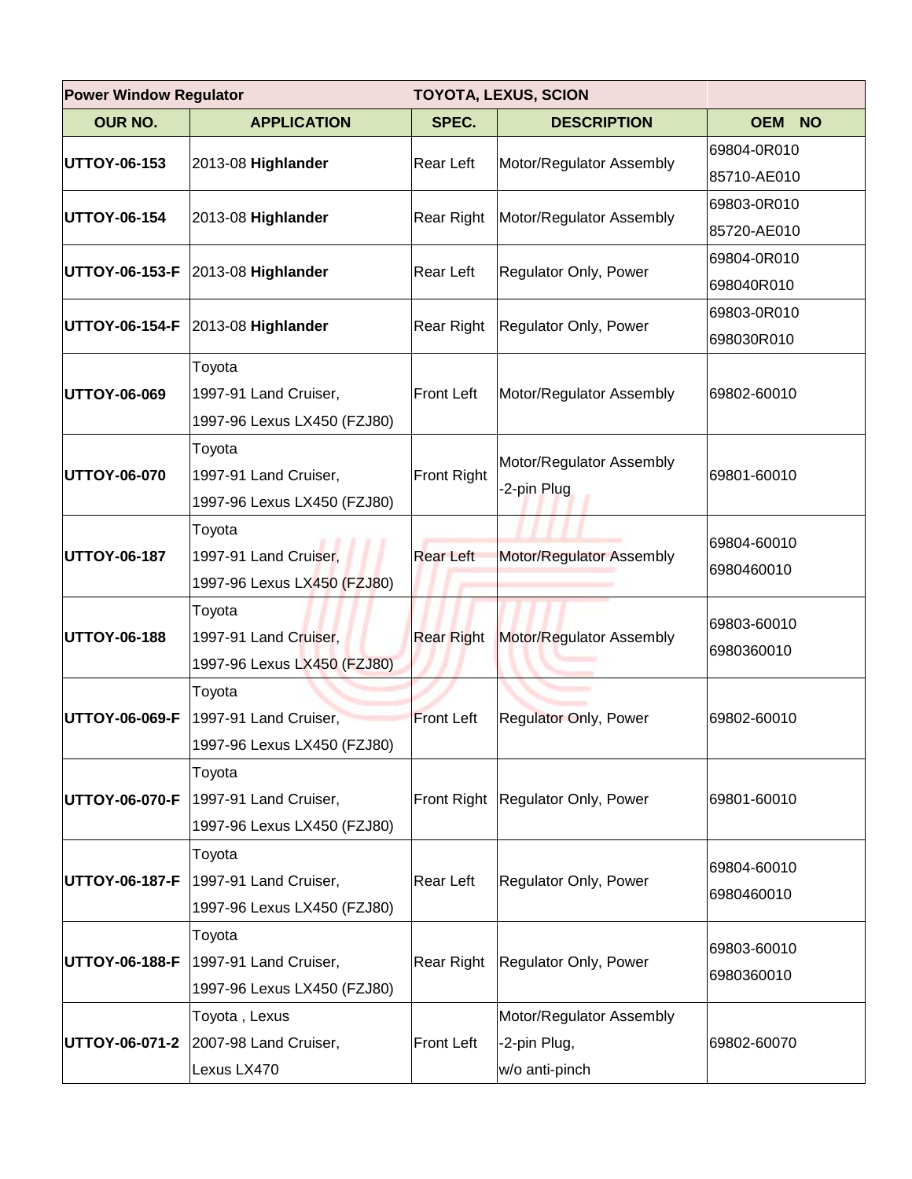| Power Window Regulator | | TOYOTA, LEXUS, SCION | | |
|---|---|---|---|---|
| **OUR NO.** | **APPLICATION** | **SPEC.** | **DESCRIPTION** | **OEM NO** |
| **UTTOY-06-153** | 2013-08 **Highlander** | Rear Left | Motor/Regulator Assembly | 69804-0R010<br>85710-AE010 |
| **UTTOY-06-154** | 2013-08 **Highlander** | Rear Right | Motor/Regulator Assembly | 69803-0R010<br>85720-AE010 |
| **UTTOY-06-153-F** | 2013-08 **Highlander** | Rear Left | Regulator Only, Power | 69804-0R010<br>698040R010 |
| **UTTOY-06-154-F** | 2013-08 **Highlander** | Rear Right | Regulator Only, Power | 69803-0R010<br>698030R010 |
| **UTTOY-06-069** | Toyota<br>1997-91 Land Cruiser,<br>1997-96 Lexus LX450 (FZJ80) | Front Left | Motor/Regulator Assembly | 69802-60010 |
| **UTTOY-06-070** | Toyota<br>1997-91 Land Cruiser,<br>1997-96 Lexus LX450 (FZJ80) | Front Right | Motor/Regulator Assembly<br>-2-pin Plug | 69801-60010 |
| **UTTOY-06-187** | Toyota<br>1997-91 Land Cruiser,<br>1997-96 Lexus LX450 (FZJ80) | Rear Left | Motor/Regulator Assembly | 69804-60010<br>6980460010 |
| **UTTOY-06-188** | Toyota<br>1997-91 Land Cruiser,<br>1997-96 Lexus LX450 (FZJ80) | Rear Right | Motor/Regulator Assembly | 69803-60010<br>6980360010 |
| **UTTOY-06-069-F** | Toyota<br>1997-91 Land Cruiser,<br>1997-96 Lexus LX450 (FZJ80) | Front Left | Regulator Only, Power | 69802-60010 |
| **UTTOY-06-070-F** | Toyota<br>1997-91 Land Cruiser,<br>1997-96 Lexus LX450 (FZJ80) | Front Right | Regulator Only, Power | 69801-60010 |
| **UTTOY-06-187-F** | Toyota<br>1997-91 Land Cruiser,<br>1997-96 Lexus LX450 (FZJ80) | Rear Left | Regulator Only, Power | 69804-60010<br>6980460010 |
| **UTTOY-06-188-F** | Toyota<br>1997-91 Land Cruiser,<br>1997-96 Lexus LX450 (FZJ80) | Rear Right | Regulator Only, Power | 69803-60010<br>6980360010 |
| **UTTOY-06-071-2** | Toyota , Lexus<br>2007-98 Land Cruiser,<br>Lexus LX470 | Front Left | Motor/Regulator Assembly<br>-2-pin Plug,<br>w/o anti-pinch | 69802-60070 |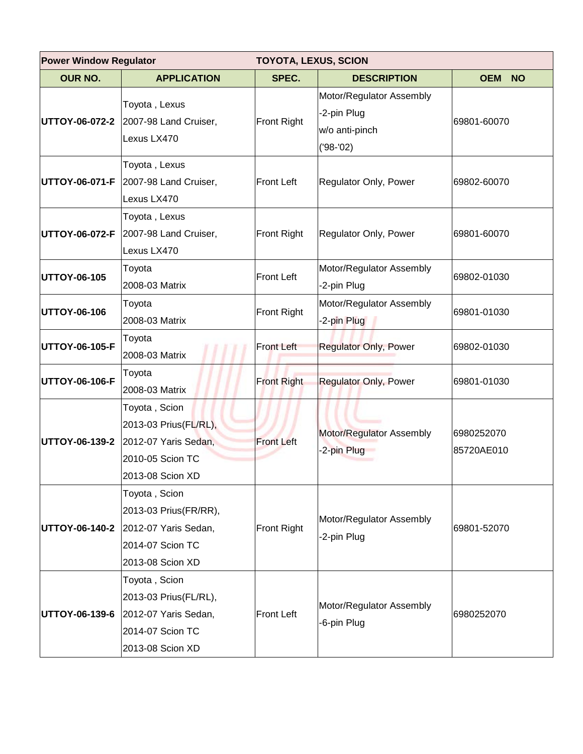| Power Window Regulator | | TOYOTA, LEXUS, SCION | | |
|---|---|---|---|---|
| **OUR NO.** | **APPLICATION** | **SPEC.** | **DESCRIPTION** | **OEM NO** |
| **UTTOY-06-072-2** | Toyota , Lexus<br>2007-98 Land Cruiser,<br>Lexus LX470 | Front Right | Motor/Regulator Assembly<br>-2-pin Plug<br>w/o anti-pinch<br>('98-'02) | 69801-60070 |
| **UTTOY-06-071-F** | Toyota , Lexus<br>2007-98 Land Cruiser,<br>Lexus LX470 | Front Left | Regulator Only, Power | 69802-60070 |
| **UTTOY-06-072-F** | Toyota , Lexus<br>2007-98 Land Cruiser,<br>Lexus LX470 | Front Right | Regulator Only, Power | 69801-60070 |
| **UTTOY-06-105** | Toyota<br>2008-03 Matrix | Front Left | Motor/Regulator Assembly<br>-2-pin Plug | 69802-01030 |
| **UTTOY-06-106** | Toyota<br>2008-03 Matrix | Front Right | Motor/Regulator Assembly<br>-2-pin Plug | 69801-01030 |
| **UTTOY-06-105-F** | Toyota<br>2008-03 Matrix | Front Left | Regulator Only, Power | 69802-01030 |
| **UTTOY-06-106-F** | Toyota<br>2008-03 Matrix | Front Right | Regulator Only, Power | 69801-01030 |
| **UTTOY-06-139-2** | Toyota , Scion<br>2013-03 Prius(FL/RL),<br>2012-07 Yaris Sedan,<br>2010-05 Scion TC<br>2013-08 Scion XD | Front Left | Motor/Regulator Assembly<br>-2-pin Plug | 6980252070<br>85720AE010 |
| **UTTOY-06-140-2** | Toyota , Scion<br>2013-03 Prius(FR/RR),<br>2012-07 Yaris Sedan,<br>2014-07 Scion TC<br>2013-08 Scion XD | Front Right | Motor/Regulator Assembly<br>-2-pin Plug | 69801-52070 |
| **UTTOY-06-139-6** | Toyota , Scion<br>2013-03 Prius(FL/RL),<br>2012-07 Yaris Sedan,<br>2014-07 Scion TC<br>2013-08 Scion XD | Front Left | Motor/Regulator Assembly<br>-6-pin Plug | 6980252070 |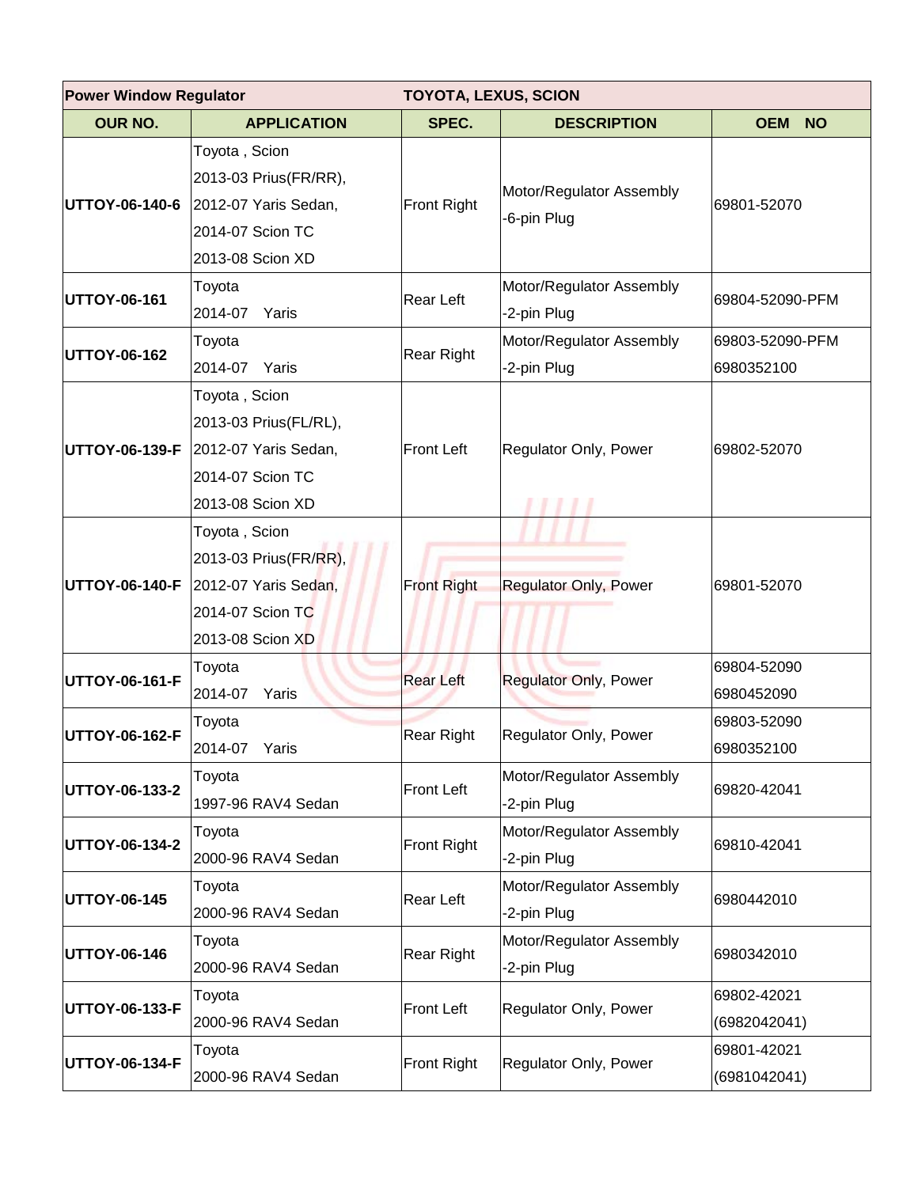| Power Window Regulator | TOYOTA, LEXUS, SCION | | | |
|---|---|---|---|---|
| **OUR NO.** | **APPLICATION** | **SPEC.** | **DESCRIPTION** | **OEM NO** |
| **UTTOY-06-140-6** | Toyota , Scion<br>2013-03 Prius(FR/RR),<br>2012-07 Yaris Sedan,<br>2014-07 Scion TC<br>2013-08 Scion XD | Front Right | Motor/Regulator Assembly<br>-6-pin Plug | 69801-52070 |
| **UTTOY-06-161** | Toyota<br>2014-07 Yaris | Rear Left | Motor/Regulator Assembly<br>-2-pin Plug | 69804-52090-PFM |
| **UTTOY-06-162** | Toyota<br>2014-07 Yaris | Rear Right | Motor/Regulator Assembly<br>-2-pin Plug | 69803-52090-PFM<br>6980352100 |
| **UTTOY-06-139-F** | Toyota , Scion<br>2013-03 Prius(FL/RL),<br>2012-07 Yaris Sedan,<br>2014-07 Scion TC<br>2013-08 Scion XD | Front Left | Regulator Only, Power | 69802-52070 |
| **UTTOY-06-140-F** | Toyota , Scion<br>2013-03 Prius(FR/RR),<br>2012-07 Yaris Sedan,<br>2014-07 Scion TC<br>2013-08 Scion XD | Front Right | Regulator Only, Power | 69801-52070 |
| **UTTOY-06-161-F** | Toyota<br>2014-07 Yaris | Rear Left | Regulator Only, Power | 69804-52090<br>6980452090 |
| **UTTOY-06-162-F** | Toyota<br>2014-07 Yaris | Rear Right | Regulator Only, Power | 69803-52090<br>6980352100 |
| **UTTOY-06-133-2** | Toyota<br>1997-96 RAV4 Sedan | Front Left | Motor/Regulator Assembly<br>-2-pin Plug | 69820-42041 |
| **UTTOY-06-134-2** | Toyota<br>2000-96 RAV4 Sedan | Front Right | Motor/Regulator Assembly<br>-2-pin Plug | 69810-42041 |
| **UTTOY-06-145** | Toyota<br>2000-96 RAV4 Sedan | Rear Left | Motor/Regulator Assembly<br>-2-pin Plug | 6980442010 |
| **UTTOY-06-146** | Toyota<br>2000-96 RAV4 Sedan | Rear Right | Motor/Regulator Assembly<br>-2-pin Plug | 6980342010 |
| **UTTOY-06-133-F** | Toyota<br>2000-96 RAV4 Sedan | Front Left | Regulator Only, Power | 69802-42021<br>(6982042041) |
| **UTTOY-06-134-F** | Toyota<br>2000-96 RAV4 Sedan | Front Right | Regulator Only, Power | 69801-42021<br>(6981042041) |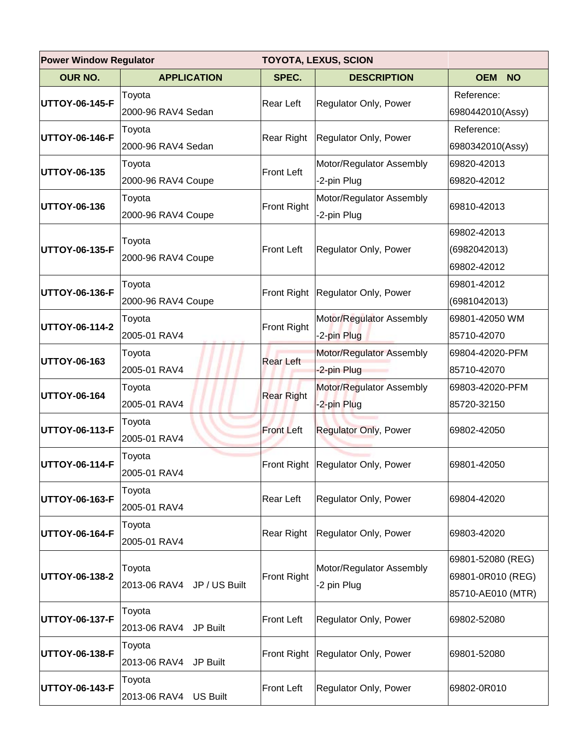| Power Window Regulator | | TOYOTA, LEXUS, SCION | | |
|---|---|---|---|---|
| **OUR NO.** | **APPLICATION** | **SPEC.** | **DESCRIPTION** | **OEM NO** |
| **UTTOY-06-145-F** | Toyota 2000-96 RAV4 Sedan | Rear Left | Regulator Only, Power | Reference: 6980442010(Assy) |
| **UTTOY-06-146-F** | Toyota 2000-96 RAV4 Sedan | Rear Right | Regulator Only, Power | Reference: 6980342010(Assy) |
| **UTTOY-06-135** | Toyota 2000-96 RAV4 Coupe | Front Left | Motor/Regulator Assembly -2-pin Plug | 69820-42013 69820-42012 |
| **UTTOY-06-136** | Toyota 2000-96 RAV4 Coupe | Front Right | Motor/Regulator Assembly -2-pin Plug | 69810-42013 |
| **UTTOY-06-135-F** | Toyota 2000-96 RAV4 Coupe | Front Left | Regulator Only, Power | 69802-42013 (6982042013) 69802-42012 |
| **UTTOY-06-136-F** | Toyota 2000-96 RAV4 Coupe | Front Right | Regulator Only, Power | 69801-42012 (6981042013) |
| **UTTOY-06-114-2** | Toyota 2005-01 RAV4 | Front Right | Motor/Regulator Assembly -2-pin Plug | 69801-42050 WM 85710-42070 |
| **UTTOY-06-163** | Toyota 2005-01 RAV4 | Rear Left | Motor/Regulator Assembly -2-pin Plug | 69804-42020-PFM 85710-42070 |
| **UTTOY-06-164** | Toyota 2005-01 RAV4 | Rear Right | Motor/Regulator Assembly -2-pin Plug | 69803-42020-PFM 85720-32150 |
| **UTTOY-06-113-F** | Toyota 2005-01 RAV4 | Front Left | Regulator Only, Power | 69802-42050 |
| **UTTOY-06-114-F** | Toyota 2005-01 RAV4 | Front Right | Regulator Only, Power | 69801-42050 |
| **UTTOY-06-163-F** | Toyota 2005-01 RAV4 | Rear Left | Regulator Only, Power | 69804-42020 |
| **UTTOY-06-164-F** | Toyota 2005-01 RAV4 | Rear Right | Regulator Only, Power | 69803-42020 |
| **UTTOY-06-138-2** | Toyota 2013-06 RAV4 JP / US Built | Front Right | Motor/Regulator Assembly -2 pin Plug | 69801-52080 (REG) 69801-0R010 (REG) 85710-AE010 (MTR) |
| **UTTOY-06-137-F** | Toyota 2013-06 RAV4 JP Built | Front Left | Regulator Only, Power | 69802-52080 |
| **UTTOY-06-138-F** | Toyota 2013-06 RAV4 JP Built | Front Right | Regulator Only, Power | 69801-52080 |
| **UTTOY-06-143-F** | Toyota 2013-06 RAV4 US Built | Front Left | Regulator Only, Power | 69802-0R010 |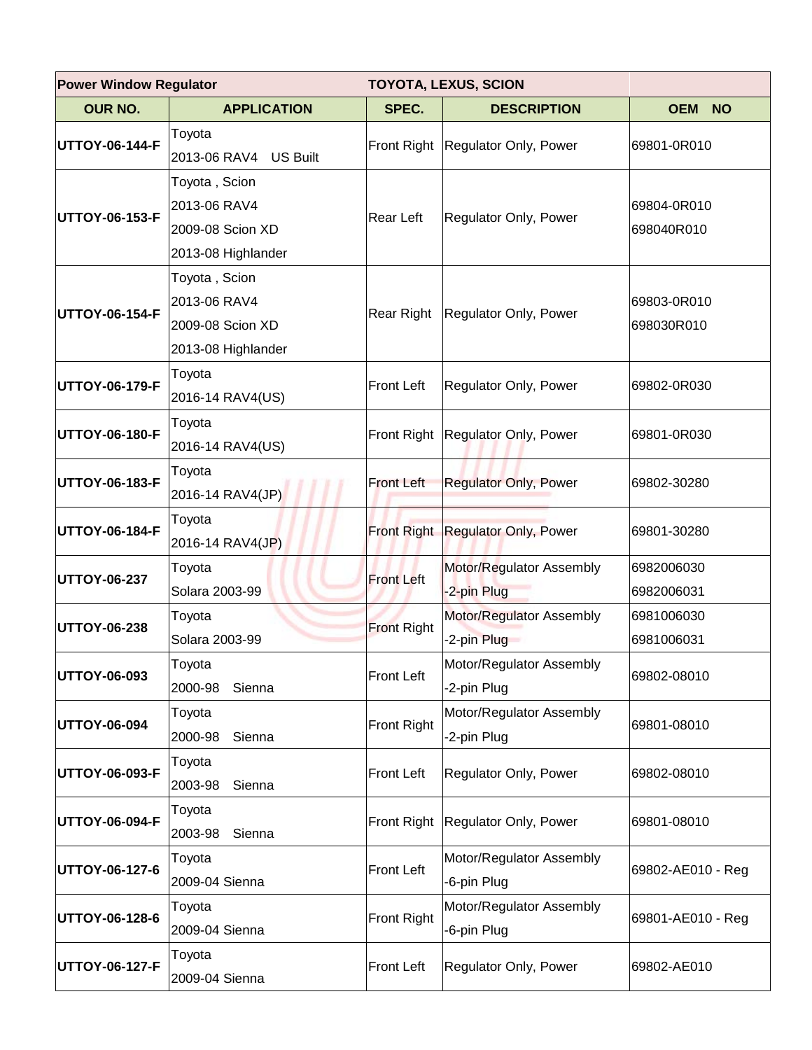| Power Window Regulator | | TOYOTA, LEXUS, SCION | | |
|---|---|---|---|---|
| **OUR NO.** | **APPLICATION** | **SPEC.** | **DESCRIPTION** | **OEM NO** |
| **UTTOY-06-144-F** | Toyota<br>2013-06 RAV4 US Built | Front Right | Regulator Only, Power | 69801-0R010 |
| **UTTOY-06-153-F** | Toyota , Scion<br>2013-06 RAV4<br>2009-08 Scion XD<br>2013-08 Highlander | Rear Left | Regulator Only, Power | 69804-0R010<br>698040R010 |
| **UTTOY-06-154-F** | Toyota , Scion<br>2013-06 RAV4<br>2009-08 Scion XD<br>2013-08 Highlander | Rear Right | Regulator Only, Power | 69803-0R010<br>698030R010 |
| **UTTOY-06-179-F** | Toyota<br>2016-14 RAV4(US) | Front Left | Regulator Only, Power | 69802-0R030 |
| **UTTOY-06-180-F** | Toyota<br>2016-14 RAV4(US) | Front Right | Regulator Only, Power | 69801-0R030 |
| **UTTOY-06-183-F** | Toyota<br>2016-14 RAV4(JP) | Front Left | Regulator Only, Power | 69802-30280 |
| **UTTOY-06-184-F** | Toyota<br>2016-14 RAV4(JP) | Front Right | Regulator Only, Power | 69801-30280 |
| **UTTOY-06-237** | Toyota<br>Solara 2003-99 | Front Left | Motor/Regulator Assembly<br>-2-pin Plug | 6982006030<br>6982006031 |
| **UTTOY-06-238** | Toyota<br>Solara 2003-99 | Front Right | Motor/Regulator Assembly<br>-2-pin Plug | 6981006030<br>6981006031 |
| **UTTOY-06-093** | Toyota<br>2000-98 Sienna | Front Left | Motor/Regulator Assembly<br>-2-pin Plug | 69802-08010 |
| **UTTOY-06-094** | Toyota<br>2000-98 Sienna | Front Right | Motor/Regulator Assembly<br>-2-pin Plug | 69801-08010 |
| **UTTOY-06-093-F** | Toyota<br>2003-98 Sienna | Front Left | Regulator Only, Power | 69802-08010 |
| **UTTOY-06-094-F** | Toyota<br>2003-98 Sienna | Front Right | Regulator Only, Power | 69801-08010 |
| **UTTOY-06-127-6** | Toyota<br>2009-04 Sienna | Front Left | Motor/Regulator Assembly<br>-6-pin Plug | 69802-AE010 - Reg |
| **UTTOY-06-128-6** | Toyota<br>2009-04 Sienna | Front Right | Motor/Regulator Assembly<br>-6-pin Plug | 69801-AE010 - Reg |
| **UTTOY-06-127-F** | Toyota<br>2009-04 Sienna | Front Left | Regulator Only, Power | 69802-AE010 |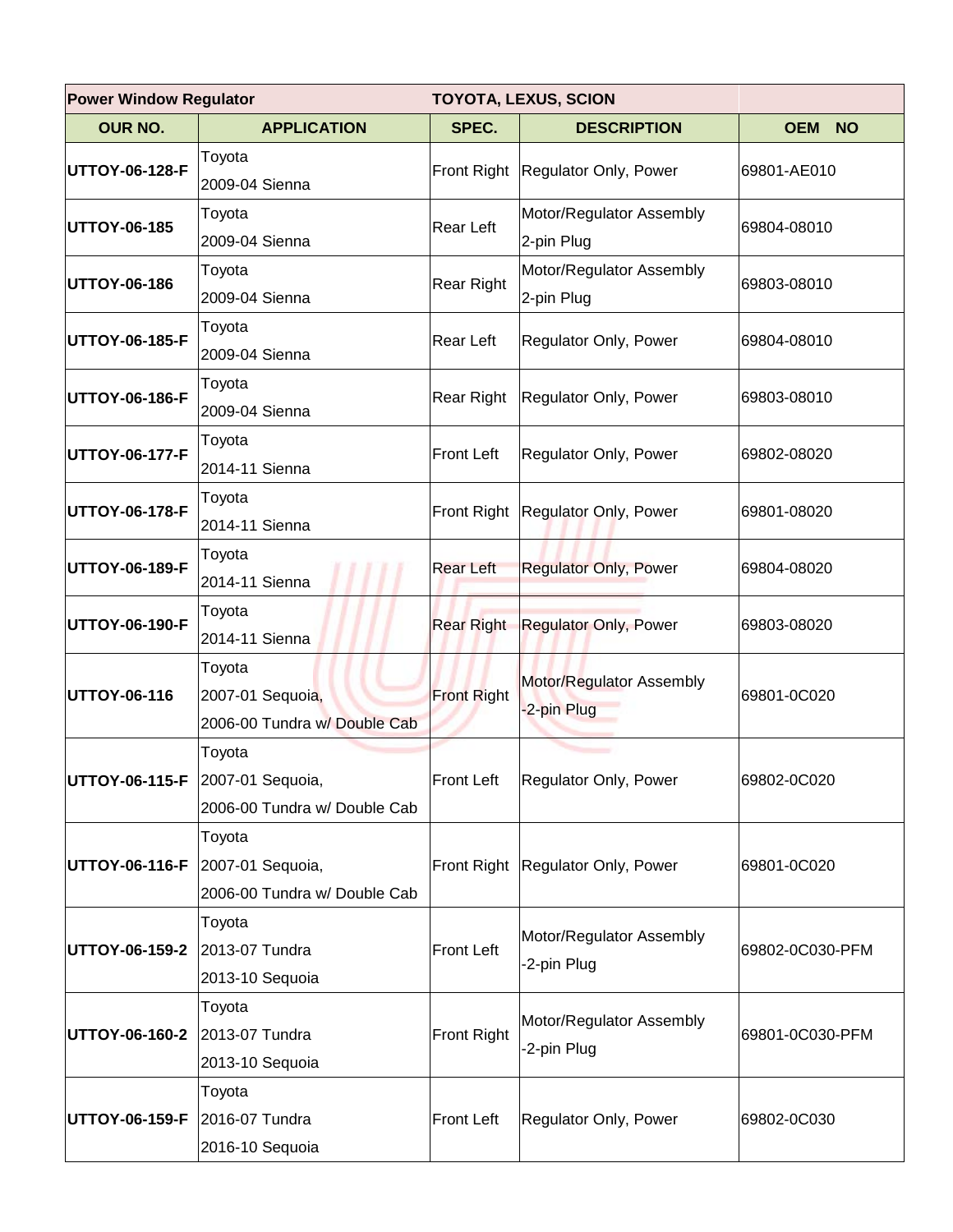| Power Window Regulator | | TOYOTA, LEXUS, SCION | | |
|---|---|---|---|---|
| **OUR NO.** | **APPLICATION** | **SPEC.** | **DESCRIPTION** | **OEM NO** |
| **UTTOY-06-128-F** | Toyota<br>2009-04 Sienna | Front Right | Regulator Only, Power | 69801-AE010 |
| **UTTOY-06-185** | Toyota<br>2009-04 Sienna | Rear Left | Motor/Regulator Assembly<br>2-pin Plug | 69804-08010 |
| **UTTOY-06-186** | Toyota<br>2009-04 Sienna | Rear Right | Motor/Regulator Assembly<br>2-pin Plug | 69803-08010 |
| **UTTOY-06-185-F** | Toyota<br>2009-04 Sienna | Rear Left | Regulator Only, Power | 69804-08010 |
| **UTTOY-06-186-F** | Toyota<br>2009-04 Sienna | Rear Right | Regulator Only, Power | 69803-08010 |
| **UTTOY-06-177-F** | Toyota<br>2014-11 Sienna | Front Left | Regulator Only, Power | 69802-08020 |
| **UTTOY-06-178-F** | Toyota<br>2014-11 Sienna | Front Right | Regulator Only, Power | 69801-08020 |
| **UTTOY-06-189-F** | Toyota<br>2014-11 Sienna | Rear Left | Regulator Only, Power | 69804-08020 |
| **UTTOY-06-190-F** | Toyota<br>2014-11 Sienna | Rear Right | Regulator Only, Power | 69803-08020 |
| **UTTOY-06-116** | Toyota<br>2007-01 Sequoia,<br>2006-00 Tundra w/ Double Cab | Front Right | Motor/Regulator Assembly<br>-2-pin Plug | 69801-0C020 |
| **UTTOY-06-115-F** | Toyota<br>2007-01 Sequoia,<br>2006-00 Tundra w/ Double Cab | Front Left | Regulator Only, Power | 69802-0C020 |
| **UTTOY-06-116-F** | Toyota<br>2007-01 Sequoia,<br>2006-00 Tundra w/ Double Cab | Front Right | Regulator Only, Power | 69801-0C020 |
| **UTTOY-06-159-2** | Toyota<br>2013-07 Tundra<br>2013-10 Sequoia | Front Left | Motor/Regulator Assembly<br>-2-pin Plug | 69802-0C030-PFM |
| **UTTOY-06-160-2** | Toyota<br>2013-07 Tundra<br>2013-10 Sequoia | Front Right | Motor/Regulator Assembly<br>-2-pin Plug | 69801-0C030-PFM |
| **UTTOY-06-159-F** | Toyota<br>2016-07 Tundra<br>2016-10 Sequoia | Front Left | Regulator Only, Power | 69802-0C030 |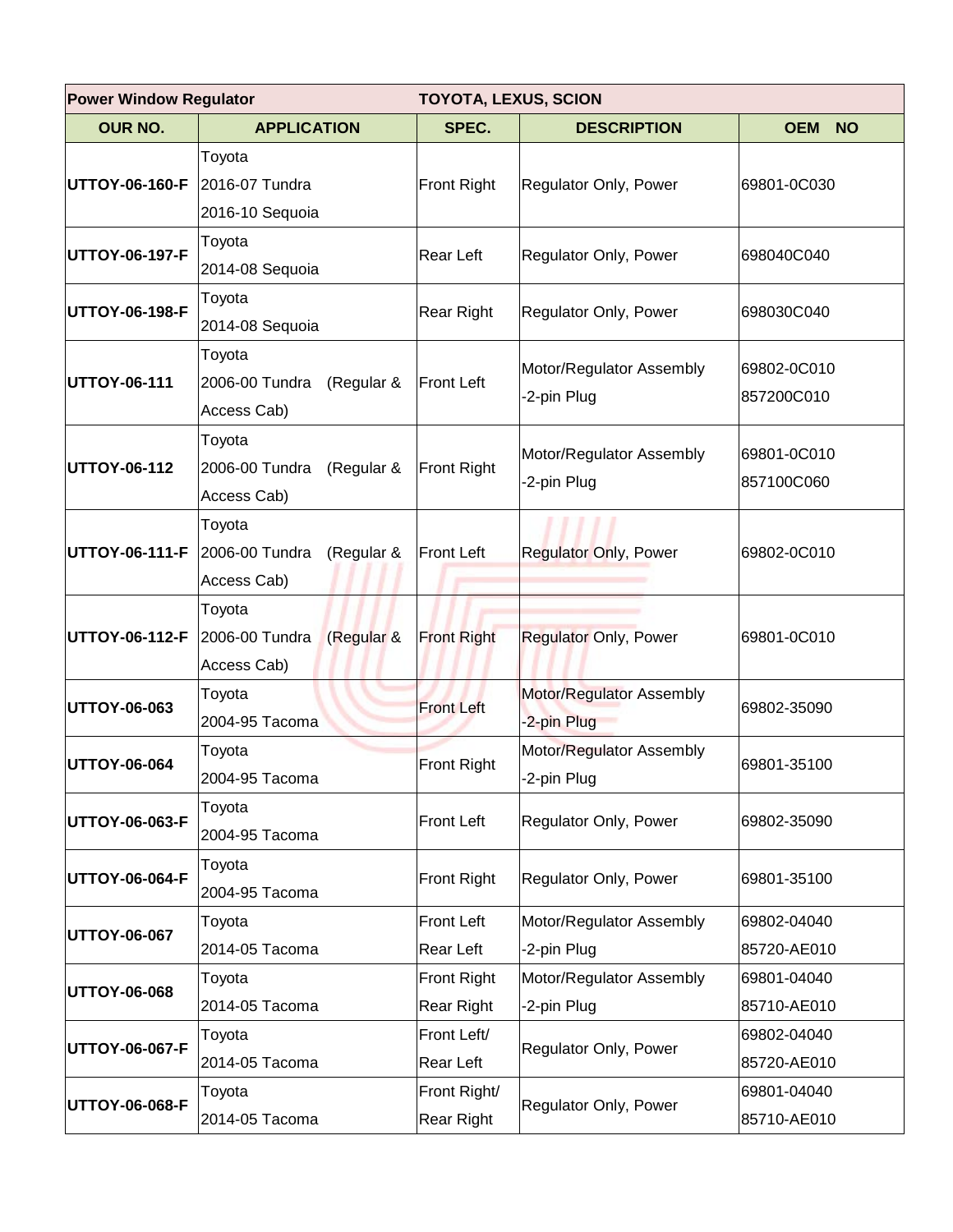| Power Window Regulator | TOYOTA, LEXUS, SCION | | | |
|---|---|---|---|---|
| **OUR NO.** | **APPLICATION** | **SPEC.** | **DESCRIPTION** | **OEM NO** |
| **UTTOY-06-160-F** | Toyota<br>2016-07 Tundra<br>2016-10 Sequoia | Front Right | Regulator Only, Power | 69801-0C030 |
| **UTTOY-06-197-F** | Toyota<br>2014-08 Sequoia | Rear Left | Regulator Only, Power | 698040C040 |
| **UTTOY-06-198-F** | Toyota<br>2014-08 Sequoia | Rear Right | Regulator Only, Power | 698030C040 |
| **UTTOY-06-111** | Toyota<br>2006-00 Tundra (Regular & Access Cab) | Front Left | Motor/Regulator Assembly<br>-2-pin Plug | 69802-0C010<br>857200C010 |
| **UTTOY-06-112** | Toyota<br>2006-00 Tundra (Regular & Access Cab) | Front Right | Motor/Regulator Assembly<br>-2-pin Plug | 69801-0C010<br>857100C060 |
| **UTTOY-06-111-F** | Toyota<br>2006-00 Tundra (Regular & Access Cab) | Front Left | Regulator Only, Power | 69802-0C010 |
| **UTTOY-06-112-F** | Toyota<br>2006-00 Tundra (Regular & Access Cab) | Front Right | Regulator Only, Power | 69801-0C010 |
| **UTTOY-06-063** | Toyota<br>2004-95 Tacoma | Front Left | Motor/Regulator Assembly<br>-2-pin Plug | 69802-35090 |
| **UTTOY-06-064** | Toyota<br>2004-95 Tacoma | Front Right | Motor/Regulator Assembly<br>-2-pin Plug | 69801-35100 |
| **UTTOY-06-063-F** | Toyota<br>2004-95 Tacoma | Front Left | Regulator Only, Power | 69802-35090 |
| **UTTOY-06-064-F** | Toyota<br>2004-95 Tacoma | Front Right | Regulator Only, Power | 69801-35100 |
| **UTTOY-06-067** | Toyota<br>2014-05 Tacoma | Front Left<br>Rear Left | Motor/Regulator Assembly<br>-2-pin Plug | 69802-04040<br>85720-AE010 |
| **UTTOY-06-068** | Toyota<br>2014-05 Tacoma | Front Right<br>Rear Right | Motor/Regulator Assembly<br>-2-pin Plug | 69801-04040<br>85710-AE010 |
| **UTTOY-06-067-F** | Toyota<br>2014-05 Tacoma | Front Left/<br>Rear Left | Regulator Only, Power | 69802-04040<br>85720-AE010 |
| **UTTOY-06-068-F** | Toyota<br>2014-05 Tacoma | Front Right/<br>Rear Right | Regulator Only, Power | 69801-04040<br>85710-AE010 |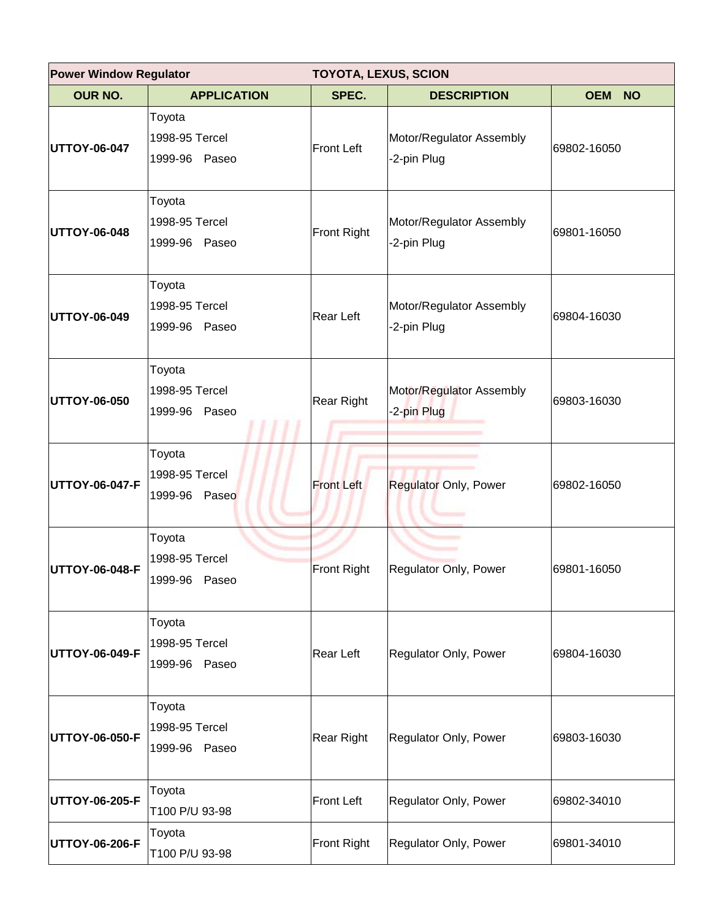| Power Window Regulator | TOYOTA, LEXUS, SCION | | | |
|---|---|---|---|---|
| **OUR NO.** | **APPLICATION** | **SPEC.** | **DESCRIPTION** | **OEM NO** |
| **UTTOY-06-047** | Toyota<br>1998-95 Tercel<br>1999-96 Paseo | Front Left | Motor/Regulator Assembly<br>-2-pin Plug | 69802-16050 |
| **UTTOY-06-048** | Toyota<br>1998-95 Tercel<br>1999-96 Paseo | Front Right | Motor/Regulator Assembly<br>-2-pin Plug | 69801-16050 |
| **UTTOY-06-049** | Toyota<br>1998-95 Tercel<br>1999-96 Paseo | Rear Left | Motor/Regulator Assembly<br>-2-pin Plug | 69804-16030 |
| **UTTOY-06-050** | Toyota<br>1998-95 Tercel<br>1999-96 Paseo | Rear Right | Motor/Regulator Assembly<br>-2-pin Plug | 69803-16030 |
| **UTTOY-06-047-F** | Toyota<br>1998-95 Tercel<br>1999-96 Paseo | Front Left | Regulator Only, Power | 69802-16050 |
| **UTTOY-06-048-F** | Toyota<br>1998-95 Tercel<br>1999-96 Paseo | Front Right | Regulator Only, Power | 69801-16050 |
| **UTTOY-06-049-F** | Toyota<br>1998-95 Tercel<br>1999-96 Paseo | Rear Left | Regulator Only, Power | 69804-16030 |
| **UTTOY-06-050-F** | Toyota<br>1998-95 Tercel<br>1999-96 Paseo | Rear Right | Regulator Only, Power | 69803-16030 |
| **UTTOY-06-205-F** | Toyota<br>T100 P/U 93-98 | Front Left | Regulator Only, Power | 69802-34010 |
| **UTTOY-06-206-F** | Toyota<br>T100 P/U 93-98 | Front Right | Regulator Only, Power | 69801-34010 |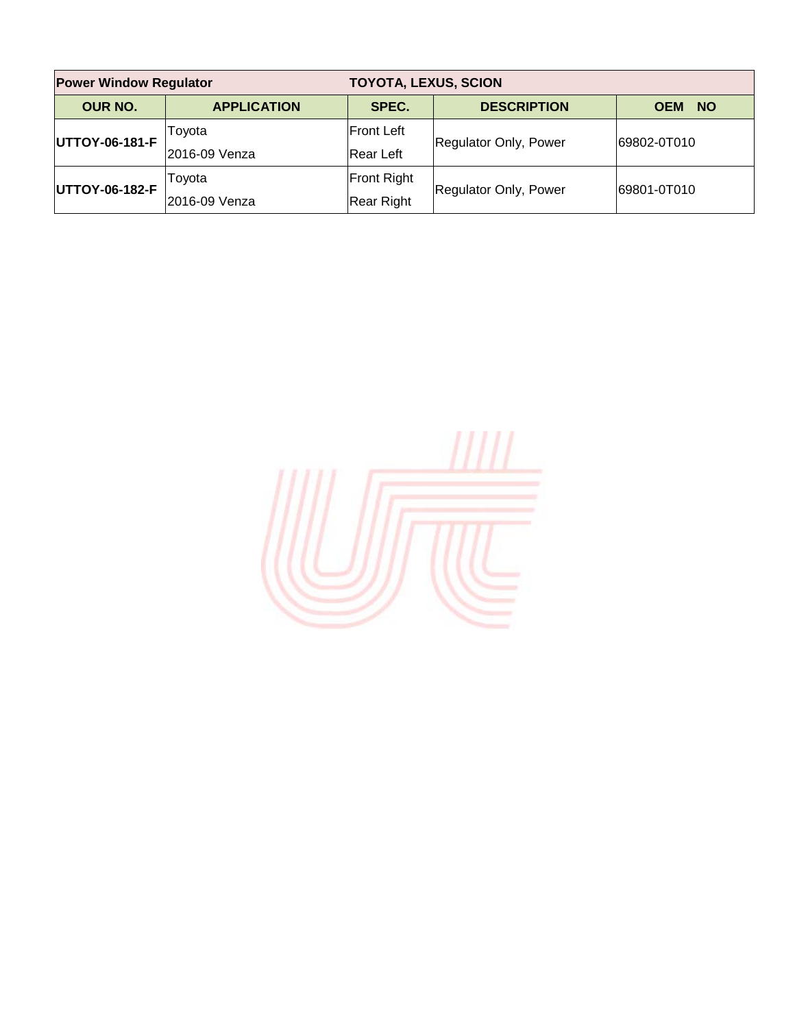| Power Window Regulator | | TOYOTA, LEXUS, SCION | | |
|---|---|---|---|---|
| **OUR NO.** | **APPLICATION** | **SPEC.** | **DESCRIPTION** | **OEM NO** |
| **UTTOY-06-181-F** | Toyota 2016-09 Venza | Front Left Rear Left | Regulator Only, Power | 69802-0T010 |
| **UTTOY-06-182-F** | Toyota 2016-09 Venza | Front Right Rear Right | Regulator Only, Power | 69801-0T010 |